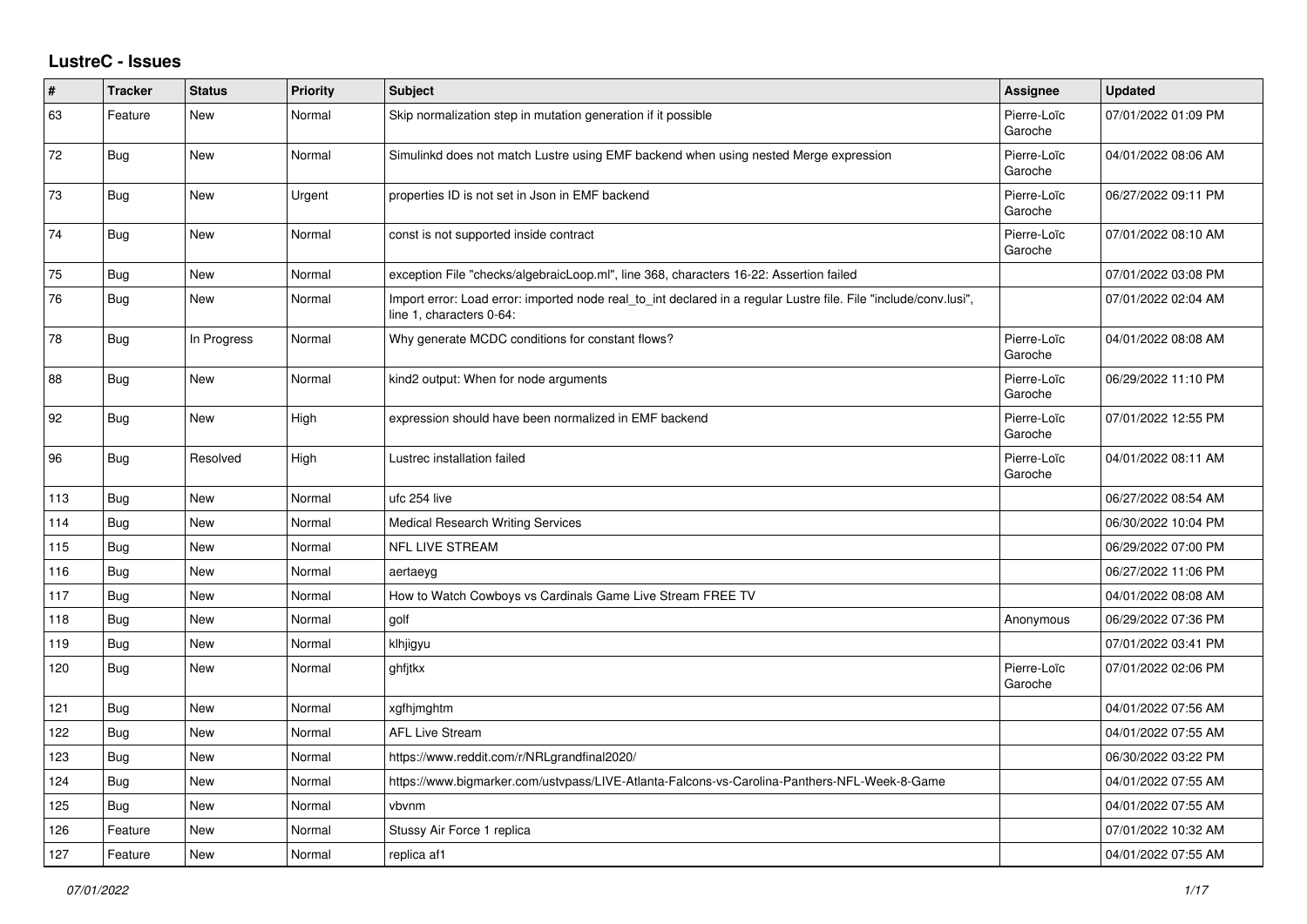# LustreC - Issues

| # | Tracker | Status | Priority | Subject | Assignee | Updated |
|---|---|---|---|---|---|---|
| 63 | Feature | New | Normal | Skip normalization step in mutation generation if it possible | Pierre-Loïc Garoche | 07/01/2022 01:09 PM |
| 72 | Bug | New | Normal | Simulinkd does not match Lustre using EMF backend when using nested Merge expression | Pierre-Loïc Garoche | 04/01/2022 08:06 AM |
| 73 | Bug | New | Urgent | properties ID is not set in Json in EMF backend | Pierre-Loïc Garoche | 06/27/2022 09:11 PM |
| 74 | Bug | New | Normal | const is not supported inside contract | Pierre-Loïc Garoche | 07/01/2022 08:10 AM |
| 75 | Bug | New | Normal | exception File "checks/algebraicLoop.ml", line 368, characters 16-22: Assertion failed | | 07/01/2022 03:08 PM |
| 76 | Bug | New | Normal | Import error: Load error: imported node real_to_int declared in a regular Lustre file. File "include/conv.lusi", line 1, characters 0-64: | | 07/01/2022 02:04 AM |
| 78 | Bug | In Progress | Normal | Why generate MCDC conditions for constant flows? | Pierre-Loïc Garoche | 04/01/2022 08:08 AM |
| 88 | Bug | New | Normal | kind2 output: When for node arguments | Pierre-Loïc Garoche | 06/29/2022 11:10 PM |
| 92 | Bug | New | High | expression should have been normalized in EMF backend | Pierre-Loïc Garoche | 07/01/2022 12:55 PM |
| 96 | Bug | Resolved | High | Lustrec installation failed | Pierre-Loïc Garoche | 04/01/2022 08:11 AM |
| 113 | Bug | New | Normal | ufc 254 live | | 06/27/2022 08:54 AM |
| 114 | Bug | New | Normal | Medical Research Writing Services | | 06/30/2022 10:04 PM |
| 115 | Bug | New | Normal | NFL LIVE STREAM | | 06/29/2022 07:00 PM |
| 116 | Bug | New | Normal | aertaeyg | | 06/27/2022 11:06 PM |
| 117 | Bug | New | Normal | How to Watch Cowboys vs Cardinals Game Live Stream FREE TV | | 04/01/2022 08:08 AM |
| 118 | Bug | New | Normal | golf | Anonymous | 06/29/2022 07:36 PM |
| 119 | Bug | New | Normal | klhjigyu | | 07/01/2022 03:41 PM |
| 120 | Bug | New | Normal | ghfjtkx | Pierre-Loïc Garoche | 07/01/2022 02:06 PM |
| 121 | Bug | New | Normal | xgfhjmghtm | | 04/01/2022 07:56 AM |
| 122 | Bug | New | Normal | AFL Live Stream | | 04/01/2022 07:55 AM |
| 123 | Bug | New | Normal | https://www.reddit.com/r/NRLgrandfinal2020/ | | 06/30/2022 03:22 PM |
| 124 | Bug | New | Normal | https://www.bigmarker.com/ustvpass/LIVE-Atlanta-Falcons-vs-Carolina-Panthers-NFL-Week-8-Game | | 04/01/2022 07:55 AM |
| 125 | Bug | New | Normal | vbvnm | | 04/01/2022 07:55 AM |
| 126 | Feature | New | Normal | Stussy Air Force 1 replica | | 07/01/2022 10:32 AM |
| 127 | Feature | New | Normal | replica af1 | | 04/01/2022 07:55 AM |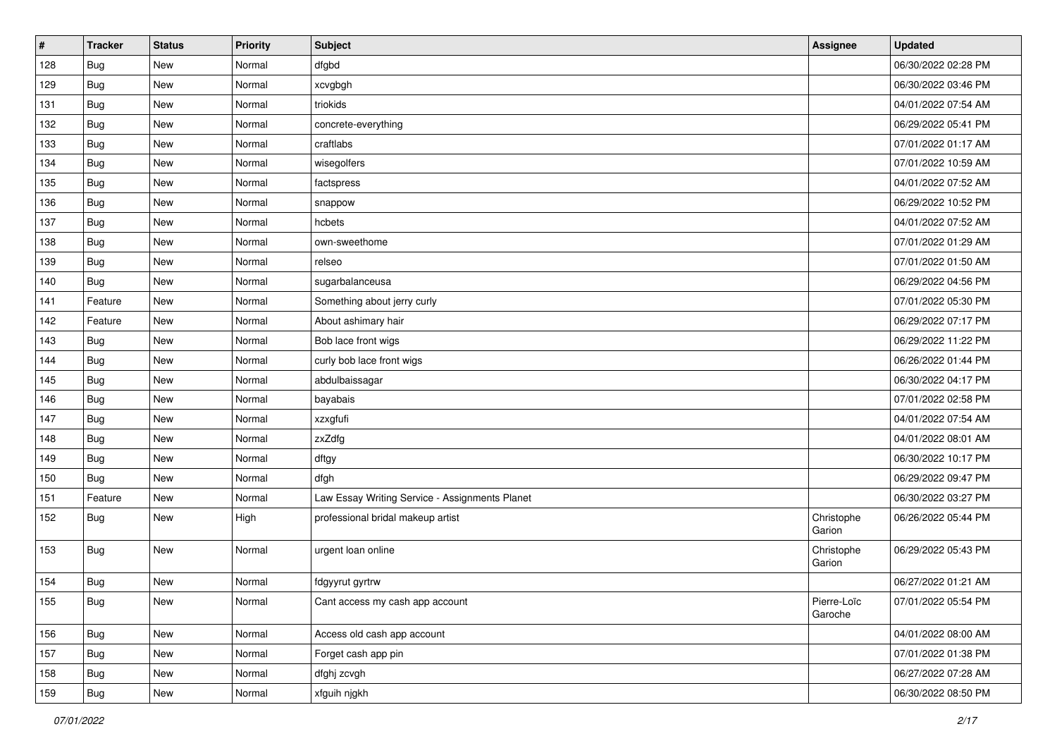| # | Tracker | Status | Priority | Subject | Assignee | Updated |
|---|---|---|---|---|---|---|
| 128 | Bug | New | Normal | dfgbd | | 06/30/2022 02:28 PM |
| 129 | Bug | New | Normal | xcvgbgh | | 06/30/2022 03:46 PM |
| 131 | Bug | New | Normal | triokids | | 04/01/2022 07:54 AM |
| 132 | Bug | New | Normal | concrete-everything | | 06/29/2022 05:41 PM |
| 133 | Bug | New | Normal | craftlabs | | 07/01/2022 01:17 AM |
| 134 | Bug | New | Normal | wisegolfers | | 07/01/2022 10:59 AM |
| 135 | Bug | New | Normal | factspress | | 04/01/2022 07:52 AM |
| 136 | Bug | New | Normal | snappow | | 06/29/2022 10:52 PM |
| 137 | Bug | New | Normal | hcbets | | 04/01/2022 07:52 AM |
| 138 | Bug | New | Normal | own-sweethome | | 07/01/2022 01:29 AM |
| 139 | Bug | New | Normal | relseo | | 07/01/2022 01:50 AM |
| 140 | Bug | New | Normal | sugarbalanceusa | | 06/29/2022 04:56 PM |
| 141 | Feature | New | Normal | Something about jerry curly | | 07/01/2022 05:30 PM |
| 142 | Feature | New | Normal | About ashimary hair | | 06/29/2022 07:17 PM |
| 143 | Bug | New | Normal | Bob lace front wigs | | 06/29/2022 11:22 PM |
| 144 | Bug | New | Normal | curly bob lace front wigs | | 06/26/2022 01:44 PM |
| 145 | Bug | New | Normal | abdulbaissagar | | 06/30/2022 04:17 PM |
| 146 | Bug | New | Normal | bayabais | | 07/01/2022 02:58 PM |
| 147 | Bug | New | Normal | xzxgfufi | | 04/01/2022 07:54 AM |
| 148 | Bug | New | Normal | zxZdfg | | 04/01/2022 08:01 AM |
| 149 | Bug | New | Normal | dftgy | | 06/30/2022 10:17 PM |
| 150 | Bug | New | Normal | dfgh | | 06/29/2022 09:47 PM |
| 151 | Feature | New | Normal | Law Essay Writing Service - Assignments Planet | | 06/30/2022 03:27 PM |
| 152 | Bug | New | High | professional bridal makeup artist | Christophe Garion | 06/26/2022 05:44 PM |
| 153 | Bug | New | Normal | urgent loan online | Christophe Garion | 06/29/2022 05:43 PM |
| 154 | Bug | New | Normal | fdgyyrut gyrtrw | | 06/27/2022 01:21 AM |
| 155 | Bug | New | Normal | Cant access my cash app account | Pierre-Loïc Garoche | 07/01/2022 05:54 PM |
| 156 | Bug | New | Normal | Access old cash app account | | 04/01/2022 08:00 AM |
| 157 | Bug | New | Normal | Forget cash app pin | | 07/01/2022 01:38 PM |
| 158 | Bug | New | Normal | dfghj zcvgh | | 06/27/2022 07:28 AM |
| 159 | Bug | New | Normal | xfguih njgkh | | 06/30/2022 08:50 PM |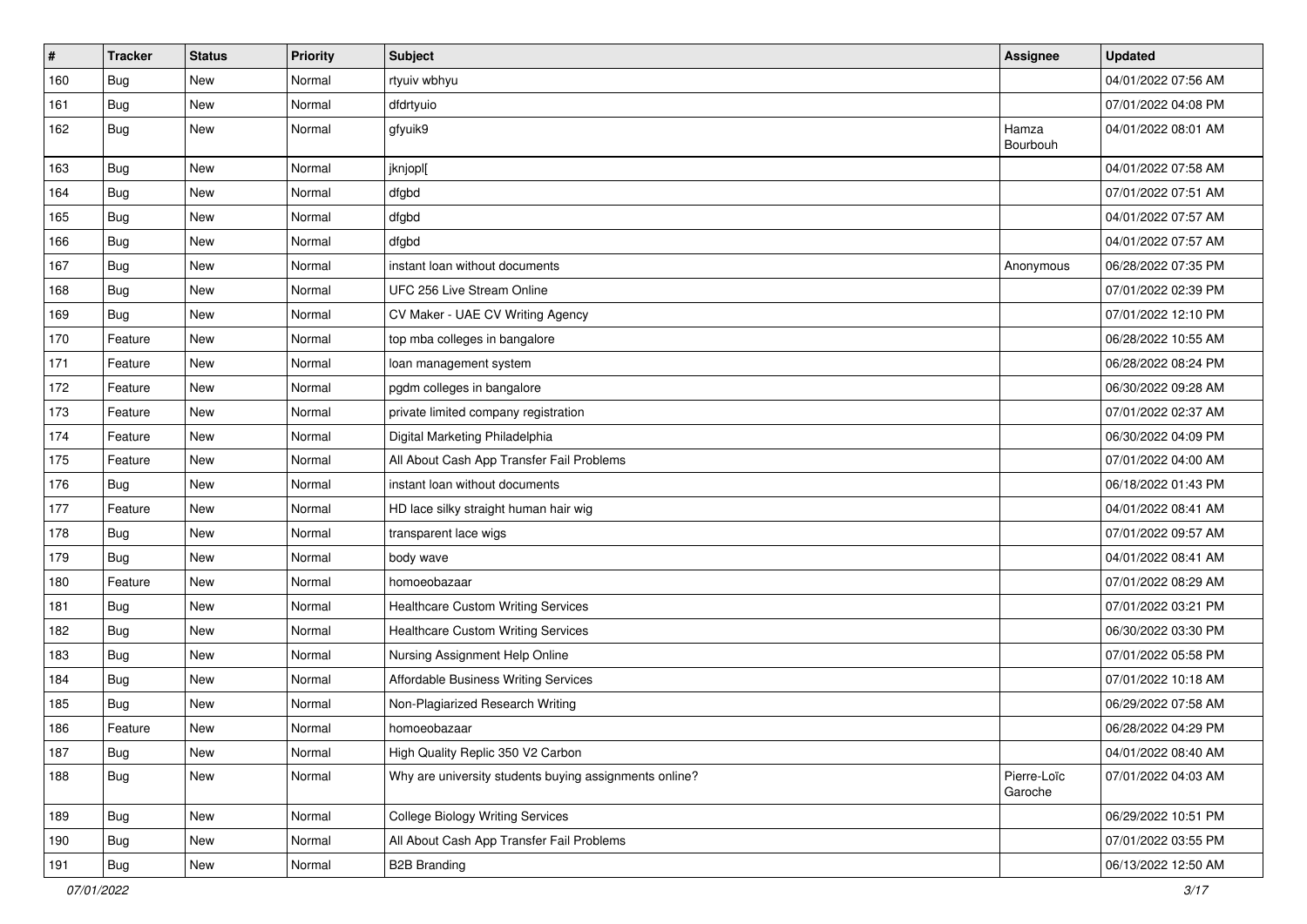| # | Tracker | Status | Priority | Subject | Assignee | Updated |
|---|---|---|---|---|---|---|
| 160 | Bug | New | Normal | rtyuiv wbhyu | | 04/01/2022 07:56 AM |
| 161 | Bug | New | Normal | dfdrtyuio | | 07/01/2022 04:08 PM |
| 162 | Bug | New | Normal | gfyuik9 | Hamza Bourbouh | 04/01/2022 08:01 AM |
| 163 | Bug | New | Normal | jknjopl[ | | 04/01/2022 07:58 AM |
| 164 | Bug | New | Normal | dfgbd | | 07/01/2022 07:51 AM |
| 165 | Bug | New | Normal | dfgbd | | 04/01/2022 07:57 AM |
| 166 | Bug | New | Normal | dfgbd | | 04/01/2022 07:57 AM |
| 167 | Bug | New | Normal | instant loan without documents | Anonymous | 06/28/2022 07:35 PM |
| 168 | Bug | New | Normal | UFC 256 Live Stream Online | | 07/01/2022 02:39 PM |
| 169 | Bug | New | Normal | CV Maker - UAE CV Writing Agency | | 07/01/2022 12:10 PM |
| 170 | Feature | New | Normal | top mba colleges in bangalore | | 06/28/2022 10:55 AM |
| 171 | Feature | New | Normal | loan management system | | 06/28/2022 08:24 PM |
| 172 | Feature | New | Normal | pgdm colleges in bangalore | | 06/30/2022 09:28 AM |
| 173 | Feature | New | Normal | private limited company registration | | 07/01/2022 02:37 AM |
| 174 | Feature | New | Normal | Digital Marketing Philadelphia | | 06/30/2022 04:09 PM |
| 175 | Feature | New | Normal | All About Cash App Transfer Fail Problems | | 07/01/2022 04:00 AM |
| 176 | Bug | New | Normal | instant loan without documents | | 06/18/2022 01:43 PM |
| 177 | Feature | New | Normal | HD lace silky straight human hair wig | | 04/01/2022 08:41 AM |
| 178 | Bug | New | Normal | transparent lace wigs | | 07/01/2022 09:57 AM |
| 179 | Bug | New | Normal | body wave | | 04/01/2022 08:41 AM |
| 180 | Feature | New | Normal | homoeobazaar | | 07/01/2022 08:29 AM |
| 181 | Bug | New | Normal | Healthcare Custom Writing Services | | 07/01/2022 03:21 PM |
| 182 | Bug | New | Normal | Healthcare Custom Writing Services | | 06/30/2022 03:30 PM |
| 183 | Bug | New | Normal | Nursing Assignment Help Online | | 07/01/2022 05:58 PM |
| 184 | Bug | New | Normal | Affordable Business Writing Services | | 07/01/2022 10:18 AM |
| 185 | Bug | New | Normal | Non-Plagiarized Research Writing | | 06/29/2022 07:58 AM |
| 186 | Feature | New | Normal | homoeobazaar | | 06/28/2022 04:29 PM |
| 187 | Bug | New | Normal | High Quality Replic 350 V2 Carbon | | 04/01/2022 08:40 AM |
| 188 | Bug | New | Normal | Why are university students buying assignments online? | Pierre-Loïc Garoche | 07/01/2022 04:03 AM |
| 189 | Bug | New | Normal | College Biology Writing Services | | 06/29/2022 10:51 PM |
| 190 | Bug | New | Normal | All About Cash App Transfer Fail Problems | | 07/01/2022 03:55 PM |
| 191 | Bug | New | Normal | B2B Branding | | 06/13/2022 12:50 AM |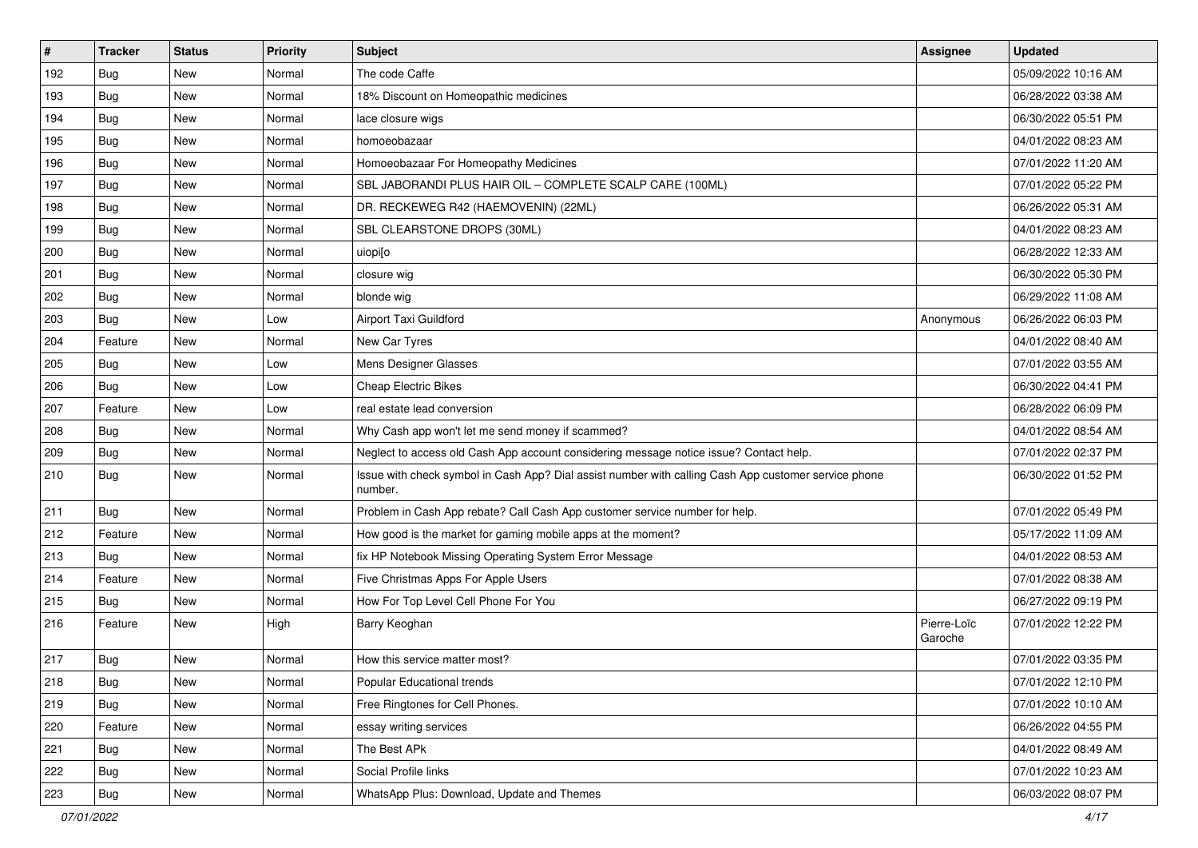| # | Tracker | Status | Priority | Subject | Assignee | Updated |
|---|---|---|---|---|---|---|
| 192 | Bug | New | Normal | The code Caffe | | 05/09/2022 10:16 AM |
| 193 | Bug | New | Normal | 18% Discount on Homeopathic medicines | | 06/28/2022 03:38 AM |
| 194 | Bug | New | Normal | lace closure wigs | | 06/30/2022 05:51 PM |
| 195 | Bug | New | Normal | homoeobazaar | | 04/01/2022 08:23 AM |
| 196 | Bug | New | Normal | Homoeobazaar For Homeopathy Medicines | | 07/01/2022 11:20 AM |
| 197 | Bug | New | Normal | SBL JABORANDI PLUS HAIR OIL – COMPLETE SCALP CARE (100ML) | | 07/01/2022 05:22 PM |
| 198 | Bug | New | Normal | DR. RECKEWEG R42 (HAEMOVENIN) (22ML) | | 06/26/2022 05:31 AM |
| 199 | Bug | New | Normal | SBL CLEARSTONE DROPS (30ML) | | 04/01/2022 08:23 AM |
| 200 | Bug | New | Normal | uiopi[o | | 06/28/2022 12:33 AM |
| 201 | Bug | New | Normal | closure wig | | 06/30/2022 05:30 PM |
| 202 | Bug | New | Normal | blonde wig | | 06/29/2022 11:08 AM |
| 203 | Bug | New | Low | Airport Taxi Guildford | Anonymous | 06/26/2022 06:03 PM |
| 204 | Feature | New | Normal | New Car Tyres | | 04/01/2022 08:40 AM |
| 205 | Bug | New | Low | Mens Designer Glasses | | 07/01/2022 03:55 AM |
| 206 | Bug | New | Low | Cheap Electric Bikes | | 06/30/2022 04:41 PM |
| 207 | Feature | New | Low | real estate lead conversion | | 06/28/2022 06:09 PM |
| 208 | Bug | New | Normal | Why Cash app won't let me send money if scammed? | | 04/01/2022 08:54 AM |
| 209 | Bug | New | Normal | Neglect to access old Cash App account considering message notice issue? Contact help. | | 07/01/2022 02:37 PM |
| 210 | Bug | New | Normal | Issue with check symbol in Cash App? Dial assist number with calling Cash App customer service phone number. | | 06/30/2022 01:52 PM |
| 211 | Bug | New | Normal | Problem in Cash App rebate? Call Cash App customer service number for help. | | 07/01/2022 05:49 PM |
| 212 | Feature | New | Normal | How good is the market for gaming mobile apps at the moment? | | 05/17/2022 11:09 AM |
| 213 | Bug | New | Normal | fix HP Notebook Missing Operating System Error Message | | 04/01/2022 08:53 AM |
| 214 | Feature | New | Normal | Five Christmas Apps For Apple Users | | 07/01/2022 08:38 AM |
| 215 | Bug | New | Normal | How For Top Level Cell Phone For You | | 06/27/2022 09:19 PM |
| 216 | Feature | New | High | Barry Keoghan | Pierre-Loïc Garoche | 07/01/2022 12:22 PM |
| 217 | Bug | New | Normal | How this service matter most? | | 07/01/2022 03:35 PM |
| 218 | Bug | New | Normal | Popular Educational trends | | 07/01/2022 12:10 PM |
| 219 | Bug | New | Normal | Free Ringtones for Cell Phones. | | 07/01/2022 10:10 AM |
| 220 | Feature | New | Normal | essay writing services | | 06/26/2022 04:55 PM |
| 221 | Bug | New | Normal | The Best APk | | 04/01/2022 08:49 AM |
| 222 | Bug | New | Normal | Social Profile links | | 07/01/2022 10:23 AM |
| 223 | Bug | New | Normal | WhatsApp Plus: Download, Update and Themes | | 06/03/2022 08:07 PM |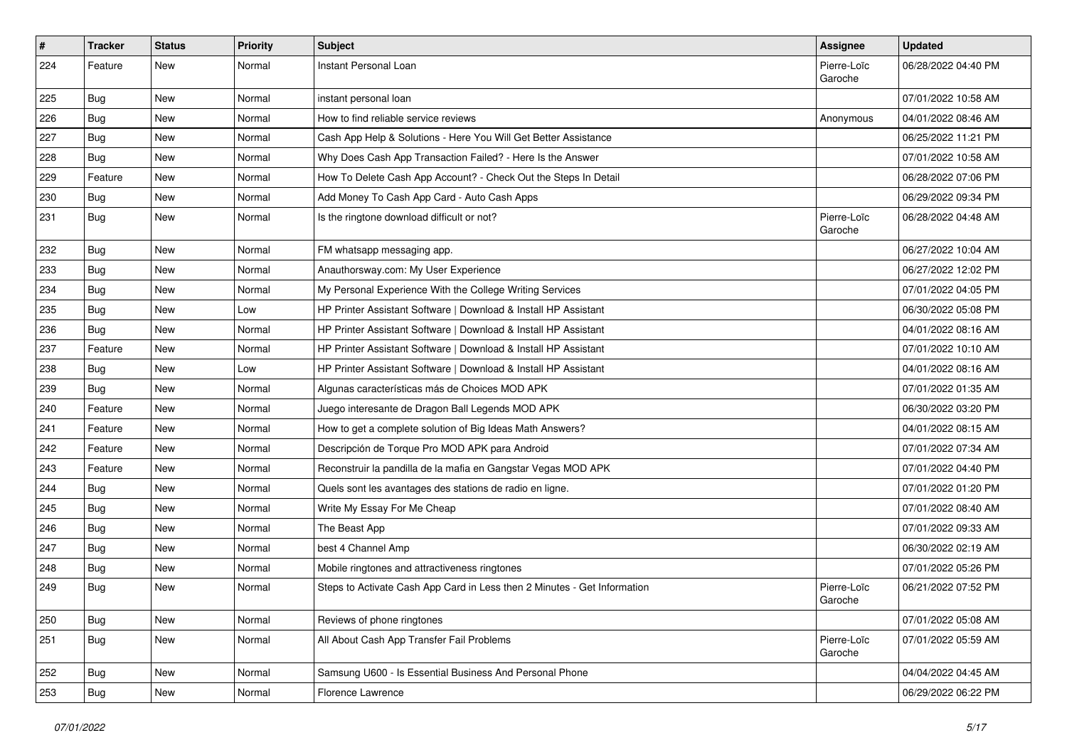| # | Tracker | Status | Priority | Subject | Assignee | Updated |
|---|---|---|---|---|---|---|
| 224 | Feature | New | Normal | Instant Personal Loan | Pierre-Loïc Garoche | 06/28/2022 04:40 PM |
| 225 | Bug | New | Normal | instant personal loan | | 07/01/2022 10:58 AM |
| 226 | Bug | New | Normal | How to find reliable service reviews | Anonymous | 04/01/2022 08:46 AM |
| 227 | Bug | New | Normal | Cash App Help & Solutions - Here You Will Get Better Assistance | | 06/25/2022 11:21 PM |
| 228 | Bug | New | Normal | Why Does Cash App Transaction Failed? - Here Is the Answer | | 07/01/2022 10:58 AM |
| 229 | Feature | New | Normal | How To Delete Cash App Account? - Check Out the Steps In Detail | | 06/28/2022 07:06 PM |
| 230 | Bug | New | Normal | Add Money To Cash App Card - Auto Cash Apps | | 06/29/2022 09:34 PM |
| 231 | Bug | New | Normal | Is the ringtone download difficult or not? | Pierre-Loïc Garoche | 06/28/2022 04:48 AM |
| 232 | Bug | New | Normal | FM whatsapp messaging app. | | 06/27/2022 10:04 AM |
| 233 | Bug | New | Normal | Anauthorsway.com: My User Experience | | 06/27/2022 12:02 PM |
| 234 | Bug | New | Normal | My Personal Experience With the College Writing Services | | 07/01/2022 04:05 PM |
| 235 | Bug | New | Low | HP Printer Assistant Software \| Download & Install HP Assistant | | 06/30/2022 05:08 PM |
| 236 | Bug | New | Normal | HP Printer Assistant Software \| Download & Install HP Assistant | | 04/01/2022 08:16 AM |
| 237 | Feature | New | Normal | HP Printer Assistant Software \| Download & Install HP Assistant | | 07/01/2022 10:10 AM |
| 238 | Bug | New | Low | HP Printer Assistant Software \| Download & Install HP Assistant | | 04/01/2022 08:16 AM |
| 239 | Bug | New | Normal | Algunas características más de Choices MOD APK | | 07/01/2022 01:35 AM |
| 240 | Feature | New | Normal | Juego interesante de Dragon Ball Legends MOD APK | | 06/30/2022 03:20 PM |
| 241 | Feature | New | Normal | How to get a complete solution of Big Ideas Math Answers? | | 04/01/2022 08:15 AM |
| 242 | Feature | New | Normal | Descripción de Torque Pro MOD APK para Android | | 07/01/2022 07:34 AM |
| 243 | Feature | New | Normal | Reconstruir la pandilla de la mafia en Gangstar Vegas MOD APK | | 07/01/2022 04:40 PM |
| 244 | Bug | New | Normal | Quels sont les avantages des stations de radio en ligne. | | 07/01/2022 01:20 PM |
| 245 | Bug | New | Normal | Write My Essay For Me Cheap | | 07/01/2022 08:40 AM |
| 246 | Bug | New | Normal | The Beast App | | 07/01/2022 09:33 AM |
| 247 | Bug | New | Normal | best 4 Channel Amp | | 06/30/2022 02:19 AM |
| 248 | Bug | New | Normal | Mobile ringtones and attractiveness ringtones | | 07/01/2022 05:26 PM |
| 249 | Bug | New | Normal | Steps to Activate Cash App Card in Less then 2 Minutes - Get Information | Pierre-Loïc Garoche | 06/21/2022 07:52 PM |
| 250 | Bug | New | Normal | Reviews of phone ringtones | | 07/01/2022 05:08 AM |
| 251 | Bug | New | Normal | All About Cash App Transfer Fail Problems | Pierre-Loïc Garoche | 07/01/2022 05:59 AM |
| 252 | Bug | New | Normal | Samsung U600 - Is Essential Business And Personal Phone | | 04/04/2022 04:45 AM |
| 253 | Bug | New | Normal | Florence Lawrence | | 06/29/2022 06:22 PM |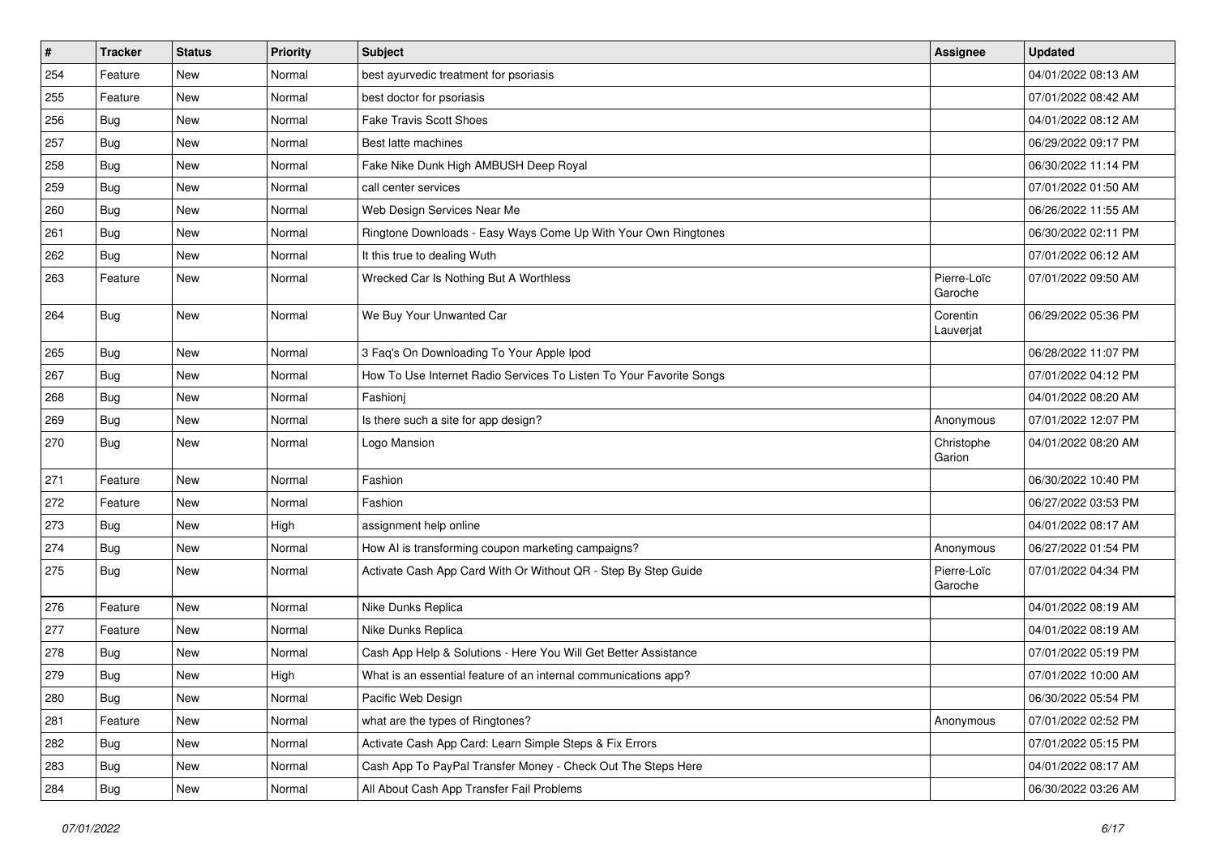| # | Tracker | Status | Priority | Subject | Assignee | Updated |
|---|---|---|---|---|---|---|
| 254 | Feature | New | Normal | best ayurvedic treatment for psoriasis | | 04/01/2022 08:13 AM |
| 255 | Feature | New | Normal | best doctor for psoriasis | | 07/01/2022 08:42 AM |
| 256 | Bug | New | Normal | Fake Travis Scott Shoes | | 04/01/2022 08:12 AM |
| 257 | Bug | New | Normal | Best latte machines | | 06/29/2022 09:17 PM |
| 258 | Bug | New | Normal | Fake Nike Dunk High AMBUSH Deep Royal | | 06/30/2022 11:14 PM |
| 259 | Bug | New | Normal | call center services | | 07/01/2022 01:50 AM |
| 260 | Bug | New | Normal | Web Design Services Near Me | | 06/26/2022 11:55 AM |
| 261 | Bug | New | Normal | Ringtone Downloads - Easy Ways Come Up With Your Own Ringtones | | 06/30/2022 02:11 PM |
| 262 | Bug | New | Normal | It this true to dealing Wuth | | 07/01/2022 06:12 AM |
| 263 | Feature | New | Normal | Wrecked Car Is Nothing But A Worthless | Pierre-Loïc Garoche | 07/01/2022 09:50 AM |
| 264 | Bug | New | Normal | We Buy Your Unwanted Car | Corentin Lauverjat | 06/29/2022 05:36 PM |
| 265 | Bug | New | Normal | 3 Faq's On Downloading To Your Apple Ipod | | 06/28/2022 11:07 PM |
| 267 | Bug | New | Normal | How To Use Internet Radio Services To Listen To Your Favorite Songs | | 07/01/2022 04:12 PM |
| 268 | Bug | New | Normal | Fashionj | | 04/01/2022 08:20 AM |
| 269 | Bug | New | Normal | Is there such a site for app design? | Anonymous | 07/01/2022 12:07 PM |
| 270 | Bug | New | Normal | Logo Mansion | Christophe Garion | 04/01/2022 08:20 AM |
| 271 | Feature | New | Normal | Fashion | | 06/30/2022 10:40 PM |
| 272 | Feature | New | Normal | Fashion | | 06/27/2022 03:53 PM |
| 273 | Bug | New | High | assignment help online | | 04/01/2022 08:17 AM |
| 274 | Bug | New | Normal | How AI is transforming coupon marketing campaigns? | Anonymous | 06/27/2022 01:54 PM |
| 275 | Bug | New | Normal | Activate Cash App Card With Or Without QR - Step By Step Guide | Pierre-Loïc Garoche | 07/01/2022 04:34 PM |
| 276 | Feature | New | Normal | Nike Dunks Replica | | 04/01/2022 08:19 AM |
| 277 | Feature | New | Normal | Nike Dunks Replica | | 04/01/2022 08:19 AM |
| 278 | Bug | New | Normal | Cash App Help & Solutions - Here You Will Get Better Assistance | | 07/01/2022 05:19 PM |
| 279 | Bug | New | High | What is an essential feature of an internal communications app? | | 07/01/2022 10:00 AM |
| 280 | Bug | New | Normal | Pacific Web Design | | 06/30/2022 05:54 PM |
| 281 | Feature | New | Normal | what are the types of Ringtones? | Anonymous | 07/01/2022 02:52 PM |
| 282 | Bug | New | Normal | Activate Cash App Card: Learn Simple Steps & Fix Errors | | 07/01/2022 05:15 PM |
| 283 | Bug | New | Normal | Cash App To PayPal Transfer Money - Check Out The Steps Here | | 04/01/2022 08:17 AM |
| 284 | Bug | New | Normal | All About Cash App Transfer Fail Problems | | 06/30/2022 03:26 AM |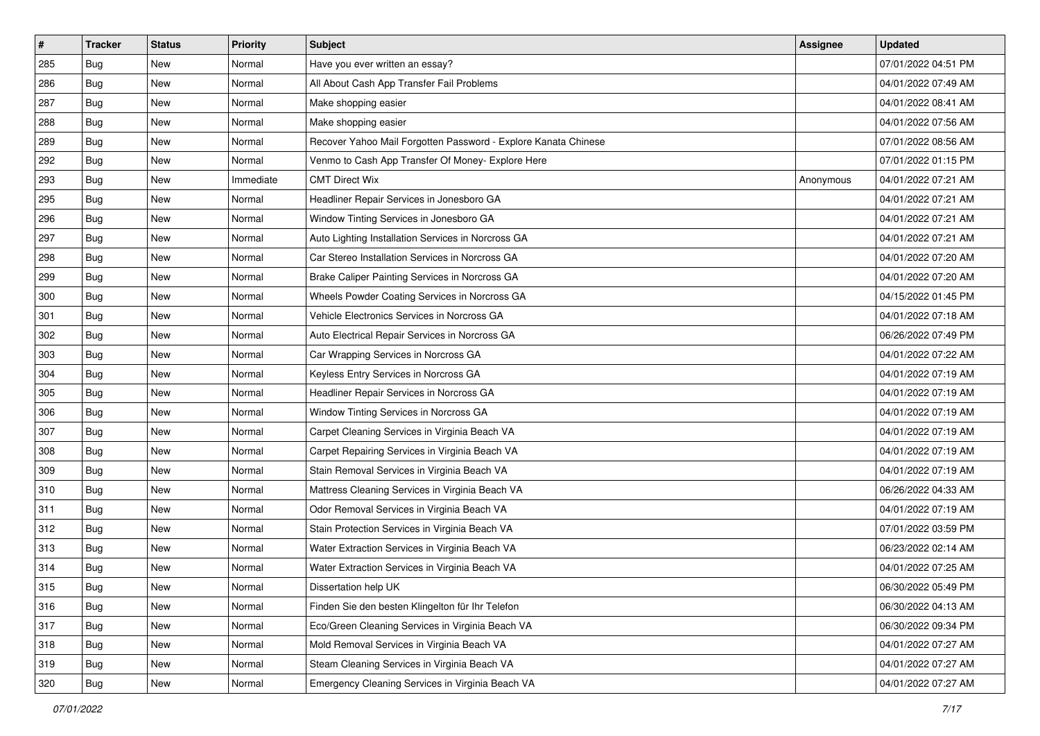| # | Tracker | Status | Priority | Subject | Assignee | Updated |
|---|---|---|---|---|---|---|
| 285 | Bug | New | Normal | Have you ever written an essay? | | 07/01/2022 04:51 PM |
| 286 | Bug | New | Normal | All About Cash App Transfer Fail Problems | | 04/01/2022 07:49 AM |
| 287 | Bug | New | Normal | Make shopping easier | | 04/01/2022 08:41 AM |
| 288 | Bug | New | Normal | Make shopping easier | | 04/01/2022 07:56 AM |
| 289 | Bug | New | Normal | Recover Yahoo Mail Forgotten Password - Explore Kanata Chinese | | 07/01/2022 08:56 AM |
| 292 | Bug | New | Normal | Venmo to Cash App Transfer Of Money- Explore Here | | 07/01/2022 01:15 PM |
| 293 | Bug | New | Immediate | CMT Direct Wix | Anonymous | 04/01/2022 07:21 AM |
| 295 | Bug | New | Normal | Headliner Repair Services in Jonesboro GA | | 04/01/2022 07:21 AM |
| 296 | Bug | New | Normal | Window Tinting Services in Jonesboro GA | | 04/01/2022 07:21 AM |
| 297 | Bug | New | Normal | Auto Lighting Installation Services in Norcross GA | | 04/01/2022 07:21 AM |
| 298 | Bug | New | Normal | Car Stereo Installation Services in Norcross GA | | 04/01/2022 07:20 AM |
| 299 | Bug | New | Normal | Brake Caliper Painting Services in Norcross GA | | 04/01/2022 07:20 AM |
| 300 | Bug | New | Normal | Wheels Powder Coating Services in Norcross GA | | 04/15/2022 01:45 PM |
| 301 | Bug | New | Normal | Vehicle Electronics Services in Norcross GA | | 04/01/2022 07:18 AM |
| 302 | Bug | New | Normal | Auto Electrical Repair Services in Norcross GA | | 06/26/2022 07:49 PM |
| 303 | Bug | New | Normal | Car Wrapping Services in Norcross GA | | 04/01/2022 07:22 AM |
| 304 | Bug | New | Normal | Keyless Entry Services in Norcross GA | | 04/01/2022 07:19 AM |
| 305 | Bug | New | Normal | Headliner Repair Services in Norcross GA | | 04/01/2022 07:19 AM |
| 306 | Bug | New | Normal | Window Tinting Services in Norcross GA | | 04/01/2022 07:19 AM |
| 307 | Bug | New | Normal | Carpet Cleaning Services in Virginia Beach VA | | 04/01/2022 07:19 AM |
| 308 | Bug | New | Normal | Carpet Repairing Services in Virginia Beach VA | | 04/01/2022 07:19 AM |
| 309 | Bug | New | Normal | Stain Removal Services in Virginia Beach VA | | 04/01/2022 07:19 AM |
| 310 | Bug | New | Normal | Mattress Cleaning Services in Virginia Beach VA | | 06/26/2022 04:33 AM |
| 311 | Bug | New | Normal | Odor Removal Services in Virginia Beach VA | | 04/01/2022 07:19 AM |
| 312 | Bug | New | Normal | Stain Protection Services in Virginia Beach VA | | 07/01/2022 03:59 PM |
| 313 | Bug | New | Normal | Water Extraction Services in Virginia Beach VA | | 06/23/2022 02:14 AM |
| 314 | Bug | New | Normal | Water Extraction Services in Virginia Beach VA | | 04/01/2022 07:25 AM |
| 315 | Bug | New | Normal | Dissertation help UK | | 06/30/2022 05:49 PM |
| 316 | Bug | New | Normal | Finden Sie den besten Klingelton für Ihr Telefon | | 06/30/2022 04:13 AM |
| 317 | Bug | New | Normal | Eco/Green Cleaning Services in Virginia Beach VA | | 06/30/2022 09:34 PM |
| 318 | Bug | New | Normal | Mold Removal Services in Virginia Beach VA | | 04/01/2022 07:27 AM |
| 319 | Bug | New | Normal | Steam Cleaning Services in Virginia Beach VA | | 04/01/2022 07:27 AM |
| 320 | Bug | New | Normal | Emergency Cleaning Services in Virginia Beach VA | | 04/01/2022 07:27 AM |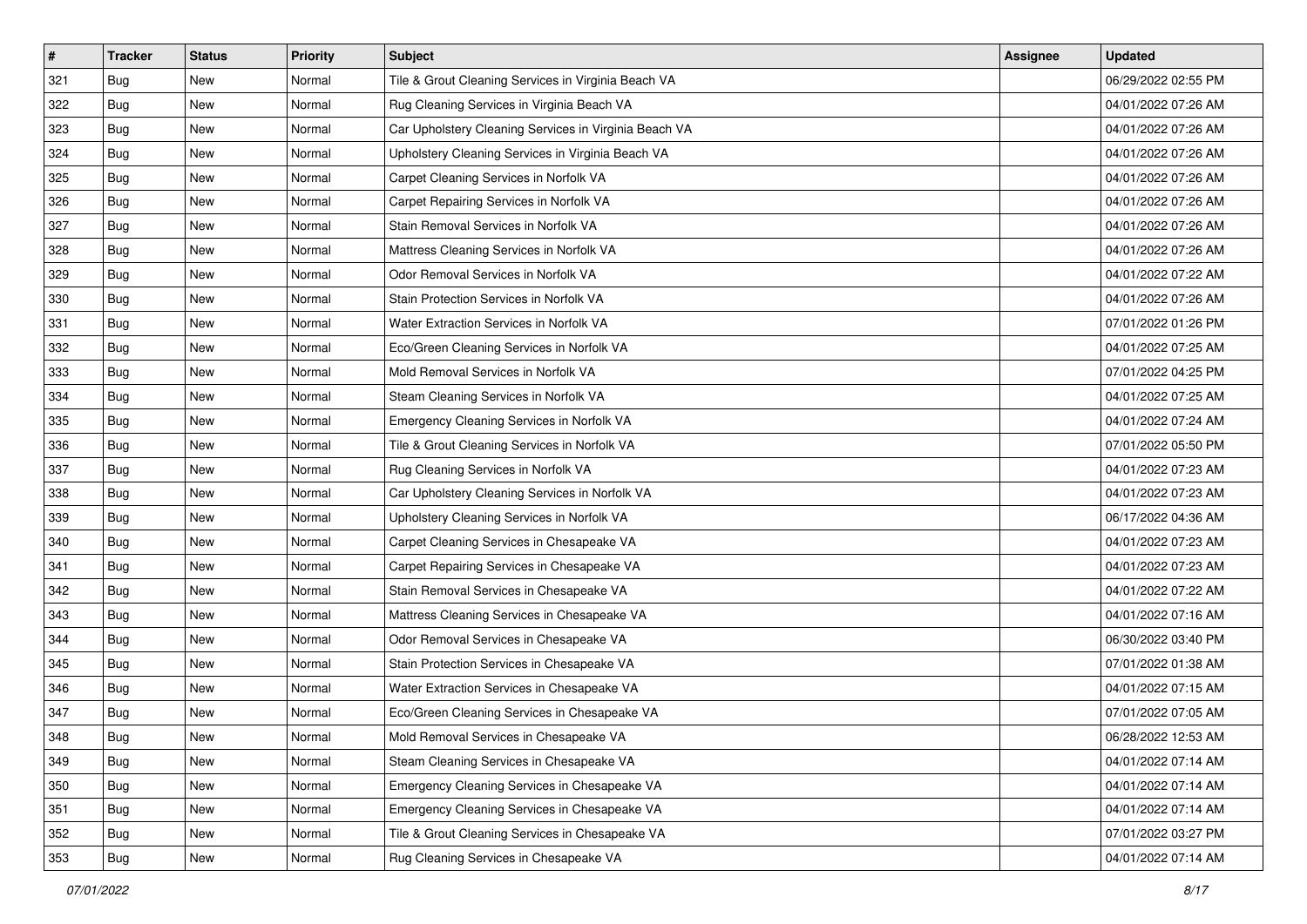| # | Tracker | Status | Priority | Subject | Assignee | Updated |
| --- | --- | --- | --- | --- | --- | --- |
| 321 | Bug | New | Normal | Tile & Grout Cleaning Services in Virginia Beach VA | | 06/29/2022 02:55 PM |
| 322 | Bug | New | Normal | Rug Cleaning Services in Virginia Beach VA | | 04/01/2022 07:26 AM |
| 323 | Bug | New | Normal | Car Upholstery Cleaning Services in Virginia Beach VA | | 04/01/2022 07:26 AM |
| 324 | Bug | New | Normal | Upholstery Cleaning Services in Virginia Beach VA | | 04/01/2022 07:26 AM |
| 325 | Bug | New | Normal | Carpet Cleaning Services in Norfolk VA | | 04/01/2022 07:26 AM |
| 326 | Bug | New | Normal | Carpet Repairing Services in Norfolk VA | | 04/01/2022 07:26 AM |
| 327 | Bug | New | Normal | Stain Removal Services in Norfolk VA | | 04/01/2022 07:26 AM |
| 328 | Bug | New | Normal | Mattress Cleaning Services in Norfolk VA | | 04/01/2022 07:26 AM |
| 329 | Bug | New | Normal | Odor Removal Services in Norfolk VA | | 04/01/2022 07:22 AM |
| 330 | Bug | New | Normal | Stain Protection Services in Norfolk VA | | 04/01/2022 07:26 AM |
| 331 | Bug | New | Normal | Water Extraction Services in Norfolk VA | | 07/01/2022 01:26 PM |
| 332 | Bug | New | Normal | Eco/Green Cleaning Services in Norfolk VA | | 04/01/2022 07:25 AM |
| 333 | Bug | New | Normal | Mold Removal Services in Norfolk VA | | 07/01/2022 04:25 PM |
| 334 | Bug | New | Normal | Steam Cleaning Services in Norfolk VA | | 04/01/2022 07:25 AM |
| 335 | Bug | New | Normal | Emergency Cleaning Services in Norfolk VA | | 04/01/2022 07:24 AM |
| 336 | Bug | New | Normal | Tile & Grout Cleaning Services in Norfolk VA | | 07/01/2022 05:50 PM |
| 337 | Bug | New | Normal | Rug Cleaning Services in Norfolk VA | | 04/01/2022 07:23 AM |
| 338 | Bug | New | Normal | Car Upholstery Cleaning Services in Norfolk VA | | 04/01/2022 07:23 AM |
| 339 | Bug | New | Normal | Upholstery Cleaning Services in Norfolk VA | | 06/17/2022 04:36 AM |
| 340 | Bug | New | Normal | Carpet Cleaning Services in Chesapeake VA | | 04/01/2022 07:23 AM |
| 341 | Bug | New | Normal | Carpet Repairing Services in Chesapeake VA | | 04/01/2022 07:23 AM |
| 342 | Bug | New | Normal | Stain Removal Services in Chesapeake VA | | 04/01/2022 07:22 AM |
| 343 | Bug | New | Normal | Mattress Cleaning Services in Chesapeake VA | | 04/01/2022 07:16 AM |
| 344 | Bug | New | Normal | Odor Removal Services in Chesapeake VA | | 06/30/2022 03:40 PM |
| 345 | Bug | New | Normal | Stain Protection Services in Chesapeake VA | | 07/01/2022 01:38 AM |
| 346 | Bug | New | Normal | Water Extraction Services in Chesapeake VA | | 04/01/2022 07:15 AM |
| 347 | Bug | New | Normal | Eco/Green Cleaning Services in Chesapeake VA | | 07/01/2022 07:05 AM |
| 348 | Bug | New | Normal | Mold Removal Services in Chesapeake VA | | 06/28/2022 12:53 AM |
| 349 | Bug | New | Normal | Steam Cleaning Services in Chesapeake VA | | 04/01/2022 07:14 AM |
| 350 | Bug | New | Normal | Emergency Cleaning Services in Chesapeake VA | | 04/01/2022 07:14 AM |
| 351 | Bug | New | Normal | Emergency Cleaning Services in Chesapeake VA | | 04/01/2022 07:14 AM |
| 352 | Bug | New | Normal | Tile & Grout Cleaning Services in Chesapeake VA | | 07/01/2022 03:27 PM |
| 353 | Bug | New | Normal | Rug Cleaning Services in Chesapeake VA | | 04/01/2022 07:14 AM |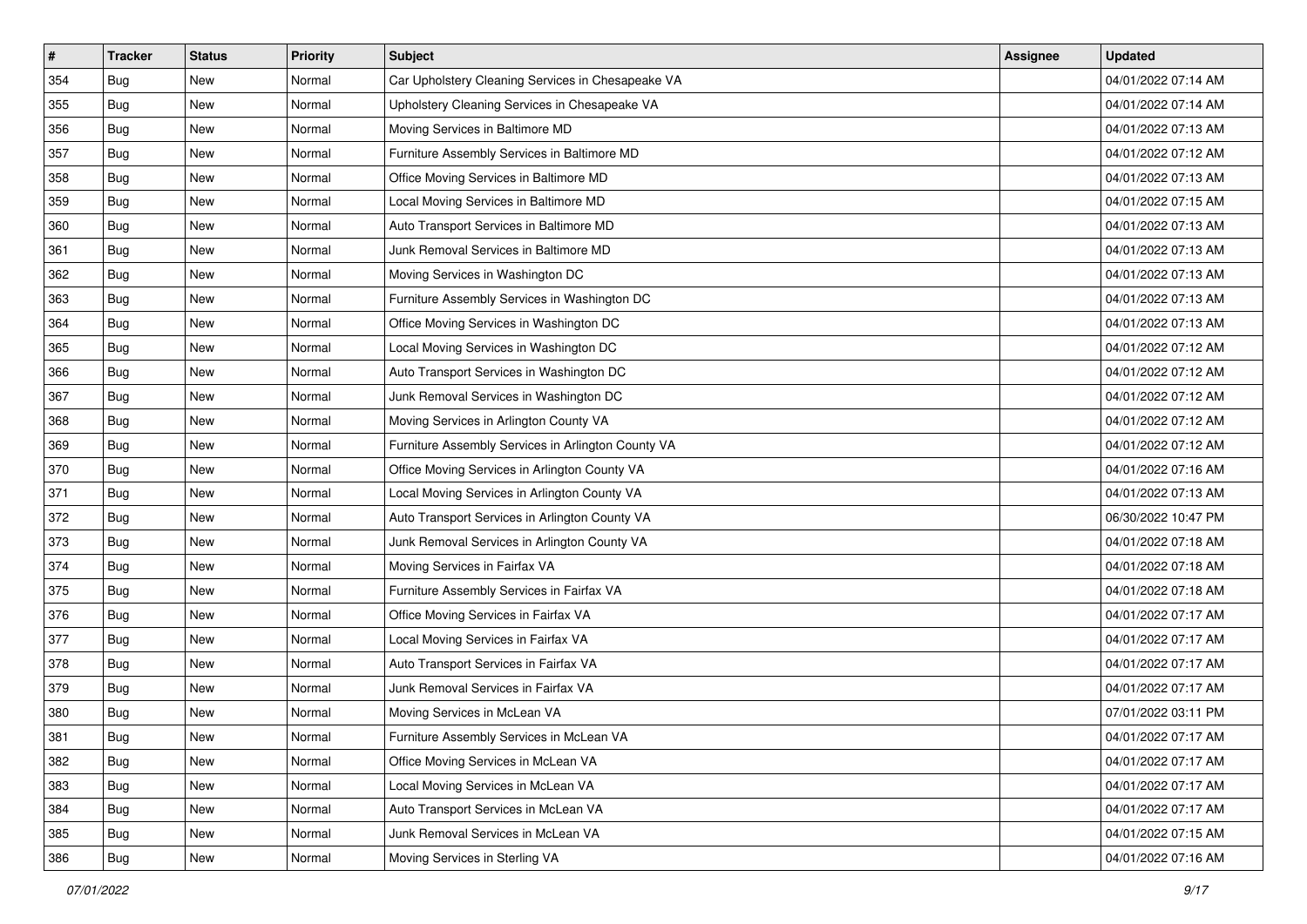| # | Tracker | Status | Priority | Subject | Assignee | Updated |
|---|---|---|---|---|---|---|
| 354 | Bug | New | Normal | Car Upholstery Cleaning Services in Chesapeake VA | | 04/01/2022 07:14 AM |
| 355 | Bug | New | Normal | Upholstery Cleaning Services in Chesapeake VA | | 04/01/2022 07:14 AM |
| 356 | Bug | New | Normal | Moving Services in Baltimore MD | | 04/01/2022 07:13 AM |
| 357 | Bug | New | Normal | Furniture Assembly Services in Baltimore MD | | 04/01/2022 07:12 AM |
| 358 | Bug | New | Normal | Office Moving Services in Baltimore MD | | 04/01/2022 07:13 AM |
| 359 | Bug | New | Normal | Local Moving Services in Baltimore MD | | 04/01/2022 07:15 AM |
| 360 | Bug | New | Normal | Auto Transport Services in Baltimore MD | | 04/01/2022 07:13 AM |
| 361 | Bug | New | Normal | Junk Removal Services in Baltimore MD | | 04/01/2022 07:13 AM |
| 362 | Bug | New | Normal | Moving Services in Washington DC | | 04/01/2022 07:13 AM |
| 363 | Bug | New | Normal | Furniture Assembly Services in Washington DC | | 04/01/2022 07:13 AM |
| 364 | Bug | New | Normal | Office Moving Services in Washington DC | | 04/01/2022 07:13 AM |
| 365 | Bug | New | Normal | Local Moving Services in Washington DC | | 04/01/2022 07:12 AM |
| 366 | Bug | New | Normal | Auto Transport Services in Washington DC | | 04/01/2022 07:12 AM |
| 367 | Bug | New | Normal | Junk Removal Services in Washington DC | | 04/01/2022 07:12 AM |
| 368 | Bug | New | Normal | Moving Services in Arlington County VA | | 04/01/2022 07:12 AM |
| 369 | Bug | New | Normal | Furniture Assembly Services in Arlington County VA | | 04/01/2022 07:12 AM |
| 370 | Bug | New | Normal | Office Moving Services in Arlington County VA | | 04/01/2022 07:16 AM |
| 371 | Bug | New | Normal | Local Moving Services in Arlington County VA | | 04/01/2022 07:13 AM |
| 372 | Bug | New | Normal | Auto Transport Services in Arlington County VA | | 06/30/2022 10:47 PM |
| 373 | Bug | New | Normal | Junk Removal Services in Arlington County VA | | 04/01/2022 07:18 AM |
| 374 | Bug | New | Normal | Moving Services in Fairfax VA | | 04/01/2022 07:18 AM |
| 375 | Bug | New | Normal | Furniture Assembly Services in Fairfax VA | | 04/01/2022 07:18 AM |
| 376 | Bug | New | Normal | Office Moving Services in Fairfax VA | | 04/01/2022 07:17 AM |
| 377 | Bug | New | Normal | Local Moving Services in Fairfax VA | | 04/01/2022 07:17 AM |
| 378 | Bug | New | Normal | Auto Transport Services in Fairfax VA | | 04/01/2022 07:17 AM |
| 379 | Bug | New | Normal | Junk Removal Services in Fairfax VA | | 04/01/2022 07:17 AM |
| 380 | Bug | New | Normal | Moving Services in McLean VA | | 07/01/2022 03:11 PM |
| 381 | Bug | New | Normal | Furniture Assembly Services in McLean VA | | 04/01/2022 07:17 AM |
| 382 | Bug | New | Normal | Office Moving Services in McLean VA | | 04/01/2022 07:17 AM |
| 383 | Bug | New | Normal | Local Moving Services in McLean VA | | 04/01/2022 07:17 AM |
| 384 | Bug | New | Normal | Auto Transport Services in McLean VA | | 04/01/2022 07:17 AM |
| 385 | Bug | New | Normal | Junk Removal Services in McLean VA | | 04/01/2022 07:15 AM |
| 386 | Bug | New | Normal | Moving Services in Sterling VA | | 04/01/2022 07:16 AM |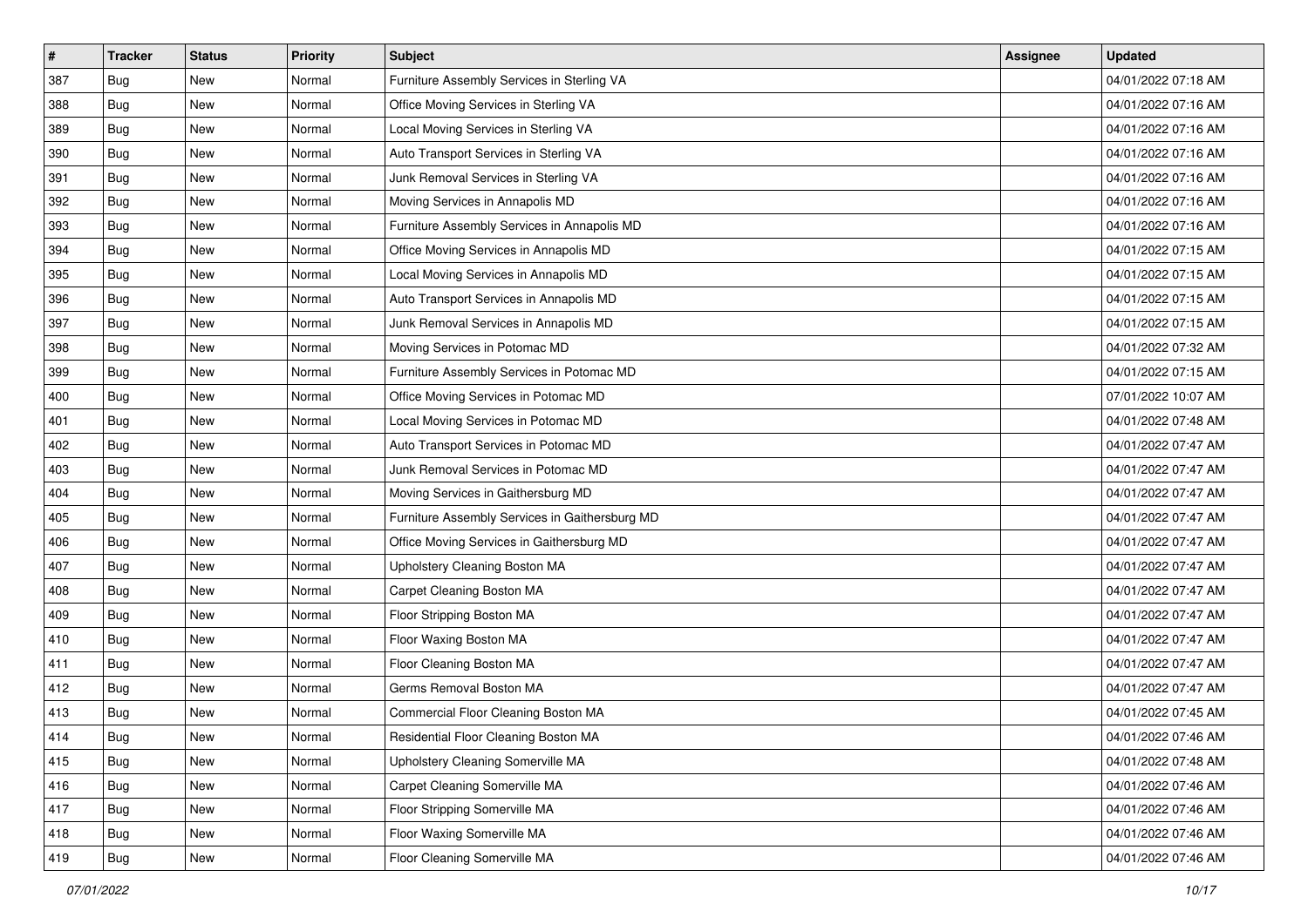| # | Tracker | Status | Priority | Subject | Assignee | Updated |
|---|---|---|---|---|---|---|
| 387 | Bug | New | Normal | Furniture Assembly Services in Sterling VA | | 04/01/2022 07:18 AM |
| 388 | Bug | New | Normal | Office Moving Services in Sterling VA | | 04/01/2022 07:16 AM |
| 389 | Bug | New | Normal | Local Moving Services in Sterling VA | | 04/01/2022 07:16 AM |
| 390 | Bug | New | Normal | Auto Transport Services in Sterling VA | | 04/01/2022 07:16 AM |
| 391 | Bug | New | Normal | Junk Removal Services in Sterling VA | | 04/01/2022 07:16 AM |
| 392 | Bug | New | Normal | Moving Services in Annapolis MD | | 04/01/2022 07:16 AM |
| 393 | Bug | New | Normal | Furniture Assembly Services in Annapolis MD | | 04/01/2022 07:16 AM |
| 394 | Bug | New | Normal | Office Moving Services in Annapolis MD | | 04/01/2022 07:15 AM |
| 395 | Bug | New | Normal | Local Moving Services in Annapolis MD | | 04/01/2022 07:15 AM |
| 396 | Bug | New | Normal | Auto Transport Services in Annapolis MD | | 04/01/2022 07:15 AM |
| 397 | Bug | New | Normal | Junk Removal Services in Annapolis MD | | 04/01/2022 07:15 AM |
| 398 | Bug | New | Normal | Moving Services in Potomac MD | | 04/01/2022 07:32 AM |
| 399 | Bug | New | Normal | Furniture Assembly Services in Potomac MD | | 04/01/2022 07:15 AM |
| 400 | Bug | New | Normal | Office Moving Services in Potomac MD | | 07/01/2022 10:07 AM |
| 401 | Bug | New | Normal | Local Moving Services in Potomac MD | | 04/01/2022 07:48 AM |
| 402 | Bug | New | Normal | Auto Transport Services in Potomac MD | | 04/01/2022 07:47 AM |
| 403 | Bug | New | Normal | Junk Removal Services in Potomac MD | | 04/01/2022 07:47 AM |
| 404 | Bug | New | Normal | Moving Services in Gaithersburg MD | | 04/01/2022 07:47 AM |
| 405 | Bug | New | Normal | Furniture Assembly Services in Gaithersburg MD | | 04/01/2022 07:47 AM |
| 406 | Bug | New | Normal | Office Moving Services in Gaithersburg MD | | 04/01/2022 07:47 AM |
| 407 | Bug | New | Normal | Upholstery Cleaning Boston MA | | 04/01/2022 07:47 AM |
| 408 | Bug | New | Normal | Carpet Cleaning Boston MA | | 04/01/2022 07:47 AM |
| 409 | Bug | New | Normal | Floor Stripping Boston MA | | 04/01/2022 07:47 AM |
| 410 | Bug | New | Normal | Floor Waxing Boston MA | | 04/01/2022 07:47 AM |
| 411 | Bug | New | Normal | Floor Cleaning Boston MA | | 04/01/2022 07:47 AM |
| 412 | Bug | New | Normal | Germs Removal Boston MA | | 04/01/2022 07:47 AM |
| 413 | Bug | New | Normal | Commercial Floor Cleaning Boston MA | | 04/01/2022 07:45 AM |
| 414 | Bug | New | Normal | Residential Floor Cleaning Boston MA | | 04/01/2022 07:46 AM |
| 415 | Bug | New | Normal | Upholstery Cleaning Somerville MA | | 04/01/2022 07:48 AM |
| 416 | Bug | New | Normal | Carpet Cleaning Somerville MA | | 04/01/2022 07:46 AM |
| 417 | Bug | New | Normal | Floor Stripping Somerville MA | | 04/01/2022 07:46 AM |
| 418 | Bug | New | Normal | Floor Waxing Somerville MA | | 04/01/2022 07:46 AM |
| 419 | Bug | New | Normal | Floor Cleaning Somerville MA | | 04/01/2022 07:46 AM |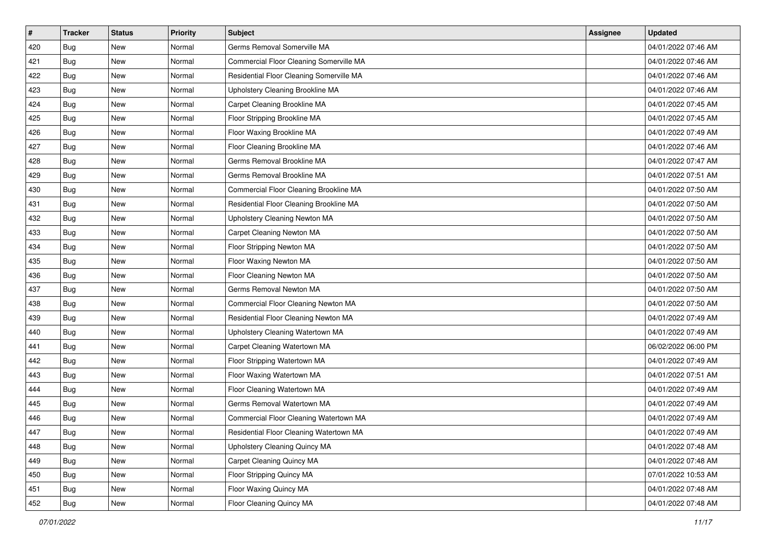| # | Tracker | Status | Priority | Subject | Assignee | Updated |
| --- | --- | --- | --- | --- | --- | --- |
| 420 | Bug | New | Normal | Germs Removal Somerville MA | | 04/01/2022 07:46 AM |
| 421 | Bug | New | Normal | Commercial Floor Cleaning Somerville MA | | 04/01/2022 07:46 AM |
| 422 | Bug | New | Normal | Residential Floor Cleaning Somerville MA | | 04/01/2022 07:46 AM |
| 423 | Bug | New | Normal | Upholstery Cleaning Brookline MA | | 04/01/2022 07:46 AM |
| 424 | Bug | New | Normal | Carpet Cleaning Brookline MA | | 04/01/2022 07:45 AM |
| 425 | Bug | New | Normal | Floor Stripping Brookline MA | | 04/01/2022 07:45 AM |
| 426 | Bug | New | Normal | Floor Waxing Brookline MA | | 04/01/2022 07:49 AM |
| 427 | Bug | New | Normal | Floor Cleaning Brookline MA | | 04/01/2022 07:46 AM |
| 428 | Bug | New | Normal | Germs Removal Brookline MA | | 04/01/2022 07:47 AM |
| 429 | Bug | New | Normal | Germs Removal Brookline MA | | 04/01/2022 07:51 AM |
| 430 | Bug | New | Normal | Commercial Floor Cleaning Brookline MA | | 04/01/2022 07:50 AM |
| 431 | Bug | New | Normal | Residential Floor Cleaning Brookline MA | | 04/01/2022 07:50 AM |
| 432 | Bug | New | Normal | Upholstery Cleaning Newton MA | | 04/01/2022 07:50 AM |
| 433 | Bug | New | Normal | Carpet Cleaning Newton MA | | 04/01/2022 07:50 AM |
| 434 | Bug | New | Normal | Floor Stripping Newton MA | | 04/01/2022 07:50 AM |
| 435 | Bug | New | Normal | Floor Waxing Newton MA | | 04/01/2022 07:50 AM |
| 436 | Bug | New | Normal | Floor Cleaning Newton MA | | 04/01/2022 07:50 AM |
| 437 | Bug | New | Normal | Germs Removal Newton MA | | 04/01/2022 07:50 AM |
| 438 | Bug | New | Normal | Commercial Floor Cleaning Newton MA | | 04/01/2022 07:50 AM |
| 439 | Bug | New | Normal | Residential Floor Cleaning Newton MA | | 04/01/2022 07:49 AM |
| 440 | Bug | New | Normal | Upholstery Cleaning Watertown MA | | 04/01/2022 07:49 AM |
| 441 | Bug | New | Normal | Carpet Cleaning Watertown MA | | 06/02/2022 06:00 PM |
| 442 | Bug | New | Normal | Floor Stripping Watertown MA | | 04/01/2022 07:49 AM |
| 443 | Bug | New | Normal | Floor Waxing Watertown MA | | 04/01/2022 07:51 AM |
| 444 | Bug | New | Normal | Floor Cleaning Watertown MA | | 04/01/2022 07:49 AM |
| 445 | Bug | New | Normal | Germs Removal Watertown MA | | 04/01/2022 07:49 AM |
| 446 | Bug | New | Normal | Commercial Floor Cleaning Watertown MA | | 04/01/2022 07:49 AM |
| 447 | Bug | New | Normal | Residential Floor Cleaning Watertown MA | | 04/01/2022 07:49 AM |
| 448 | Bug | New | Normal | Upholstery Cleaning Quincy MA | | 04/01/2022 07:48 AM |
| 449 | Bug | New | Normal | Carpet Cleaning Quincy MA | | 04/01/2022 07:48 AM |
| 450 | Bug | New | Normal | Floor Stripping Quincy MA | | 07/01/2022 10:53 AM |
| 451 | Bug | New | Normal | Floor Waxing Quincy MA | | 04/01/2022 07:48 AM |
| 452 | Bug | New | Normal | Floor Cleaning Quincy MA | | 04/01/2022 07:48 AM |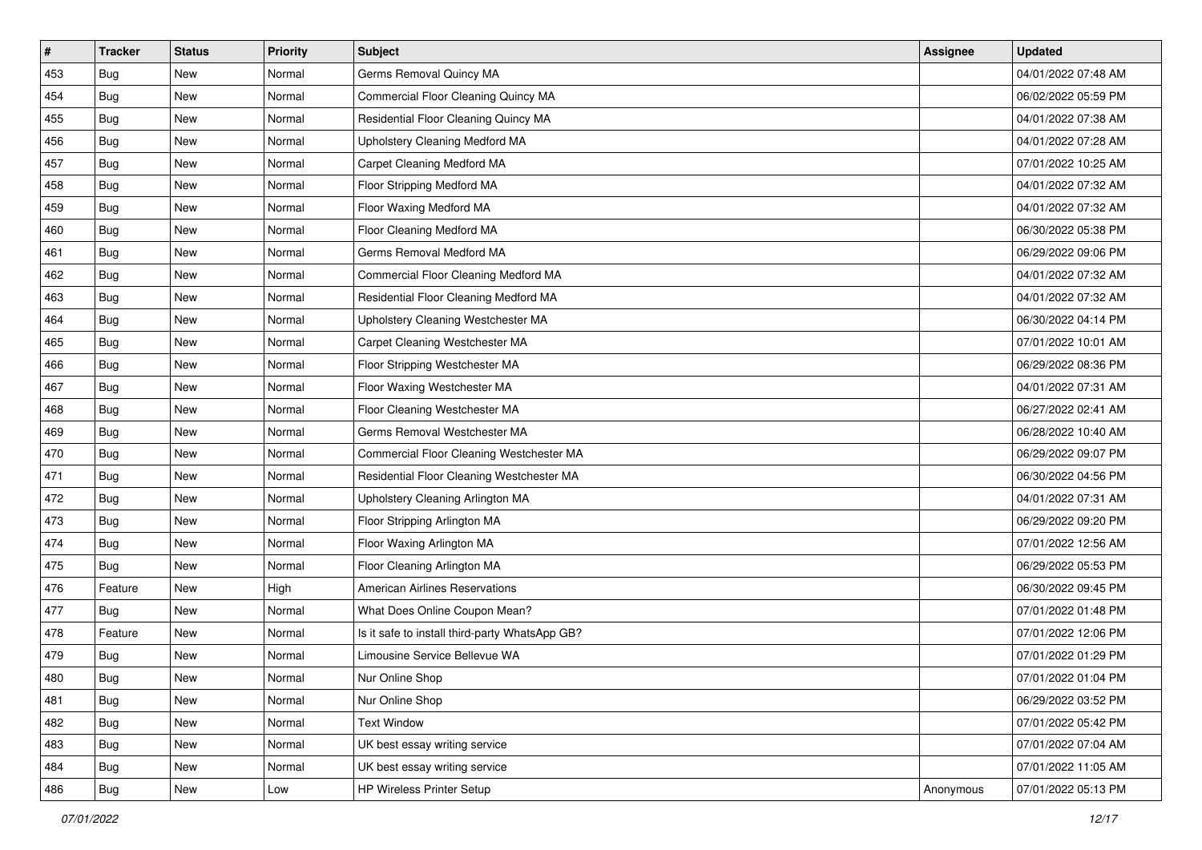| # | Tracker | Status | Priority | Subject | Assignee | Updated |
|---|---|---|---|---|---|---|
| 453 | Bug | New | Normal | Germs Removal Quincy MA | | 04/01/2022 07:48 AM |
| 454 | Bug | New | Normal | Commercial Floor Cleaning Quincy MA | | 06/02/2022 05:59 PM |
| 455 | Bug | New | Normal | Residential Floor Cleaning Quincy MA | | 04/01/2022 07:38 AM |
| 456 | Bug | New | Normal | Upholstery Cleaning Medford MA | | 04/01/2022 07:28 AM |
| 457 | Bug | New | Normal | Carpet Cleaning Medford MA | | 07/01/2022 10:25 AM |
| 458 | Bug | New | Normal | Floor Stripping Medford MA | | 04/01/2022 07:32 AM |
| 459 | Bug | New | Normal | Floor Waxing Medford MA | | 04/01/2022 07:32 AM |
| 460 | Bug | New | Normal | Floor Cleaning Medford MA | | 06/30/2022 05:38 PM |
| 461 | Bug | New | Normal | Germs Removal Medford MA | | 06/29/2022 09:06 PM |
| 462 | Bug | New | Normal | Commercial Floor Cleaning Medford MA | | 04/01/2022 07:32 AM |
| 463 | Bug | New | Normal | Residential Floor Cleaning Medford MA | | 04/01/2022 07:32 AM |
| 464 | Bug | New | Normal | Upholstery Cleaning Westchester MA | | 06/30/2022 04:14 PM |
| 465 | Bug | New | Normal | Carpet Cleaning Westchester MA | | 07/01/2022 10:01 AM |
| 466 | Bug | New | Normal | Floor Stripping Westchester MA | | 06/29/2022 08:36 PM |
| 467 | Bug | New | Normal | Floor Waxing Westchester MA | | 04/01/2022 07:31 AM |
| 468 | Bug | New | Normal | Floor Cleaning Westchester MA | | 06/27/2022 02:41 AM |
| 469 | Bug | New | Normal | Germs Removal Westchester MA | | 06/28/2022 10:40 AM |
| 470 | Bug | New | Normal | Commercial Floor Cleaning Westchester MA | | 06/29/2022 09:07 PM |
| 471 | Bug | New | Normal | Residential Floor Cleaning Westchester MA | | 06/30/2022 04:56 PM |
| 472 | Bug | New | Normal | Upholstery Cleaning Arlington MA | | 04/01/2022 07:31 AM |
| 473 | Bug | New | Normal | Floor Stripping Arlington MA | | 06/29/2022 09:20 PM |
| 474 | Bug | New | Normal | Floor Waxing Arlington MA | | 07/01/2022 12:56 AM |
| 475 | Bug | New | Normal | Floor Cleaning Arlington MA | | 06/29/2022 05:53 PM |
| 476 | Feature | New | High | American Airlines Reservations | | 06/30/2022 09:45 PM |
| 477 | Bug | New | Normal | What Does Online Coupon Mean? | | 07/01/2022 01:48 PM |
| 478 | Feature | New | Normal | Is it safe to install third-party WhatsApp GB? | | 07/01/2022 12:06 PM |
| 479 | Bug | New | Normal | Limousine Service Bellevue WA | | 07/01/2022 01:29 PM |
| 480 | Bug | New | Normal | Nur Online Shop | | 07/01/2022 01:04 PM |
| 481 | Bug | New | Normal | Nur Online Shop | | 06/29/2022 03:52 PM |
| 482 | Bug | New | Normal | Text Window | | 07/01/2022 05:42 PM |
| 483 | Bug | New | Normal | UK best essay writing service | | 07/01/2022 07:04 AM |
| 484 | Bug | New | Normal | UK best essay writing service | | 07/01/2022 11:05 AM |
| 486 | Bug | New | Low | HP Wireless Printer Setup | Anonymous | 07/01/2022 05:13 PM |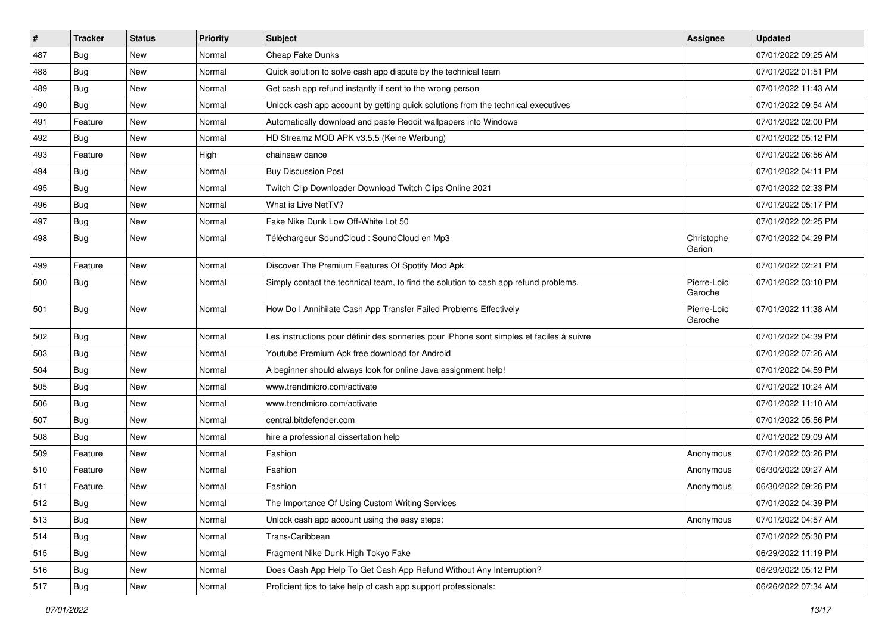| # | Tracker | Status | Priority | Subject | Assignee | Updated |
|---|---|---|---|---|---|---|
| 487 | Bug | New | Normal | Cheap Fake Dunks | | 07/01/2022 09:25 AM |
| 488 | Bug | New | Normal | Quick solution to solve cash app dispute by the technical team | | 07/01/2022 01:51 PM |
| 489 | Bug | New | Normal | Get cash app refund instantly if sent to the wrong person | | 07/01/2022 11:43 AM |
| 490 | Bug | New | Normal | Unlock cash app account by getting quick solutions from the technical executives | | 07/01/2022 09:54 AM |
| 491 | Feature | New | Normal | Automatically download and paste Reddit wallpapers into Windows | | 07/01/2022 02:00 PM |
| 492 | Bug | New | Normal | HD Streamz MOD APK v3.5.5 (Keine Werbung) | | 07/01/2022 05:12 PM |
| 493 | Feature | New | High | chainsaw dance | | 07/01/2022 06:56 AM |
| 494 | Bug | New | Normal | Buy Discussion Post | | 07/01/2022 04:11 PM |
| 495 | Bug | New | Normal | Twitch Clip Downloader Download Twitch Clips Online 2021 | | 07/01/2022 02:33 PM |
| 496 | Bug | New | Normal | What is Live NetTV? | | 07/01/2022 05:17 PM |
| 497 | Bug | New | Normal | Fake Nike Dunk Low Off-White Lot 50 | | 07/01/2022 02:25 PM |
| 498 | Bug | New | Normal | Téléchargeur SoundCloud : SoundCloud en Mp3 | Christophe Garion | 07/01/2022 04:29 PM |
| 499 | Feature | New | Normal | Discover The Premium Features Of Spotify Mod Apk | | 07/01/2022 02:21 PM |
| 500 | Bug | New | Normal | Simply contact the technical team, to find the solution to cash app refund problems. | Pierre-Loïc Garoche | 07/01/2022 03:10 PM |
| 501 | Bug | New | Normal | How Do I Annihilate Cash App Transfer Failed Problems Effectively | Pierre-Loïc Garoche | 07/01/2022 11:38 AM |
| 502 | Bug | New | Normal | Les instructions pour définir des sonneries pour iPhone sont simples et faciles à suivre | | 07/01/2022 04:39 PM |
| 503 | Bug | New | Normal | Youtube Premium Apk free download for Android | | 07/01/2022 07:26 AM |
| 504 | Bug | New | Normal | A beginner should always look for online Java assignment help! | | 07/01/2022 04:59 PM |
| 505 | Bug | New | Normal | www.trendmicro.com/activate | | 07/01/2022 10:24 AM |
| 506 | Bug | New | Normal | www.trendmicro.com/activate | | 07/01/2022 11:10 AM |
| 507 | Bug | New | Normal | central.bitdefender.com | | 07/01/2022 05:56 PM |
| 508 | Bug | New | Normal | hire a professional dissertation help | | 07/01/2022 09:09 AM |
| 509 | Feature | New | Normal | Fashion | Anonymous | 07/01/2022 03:26 PM |
| 510 | Feature | New | Normal | Fashion | Anonymous | 06/30/2022 09:27 AM |
| 511 | Feature | New | Normal | Fashion | Anonymous | 06/30/2022 09:26 PM |
| 512 | Bug | New | Normal | The Importance Of Using Custom Writing Services | | 07/01/2022 04:39 PM |
| 513 | Bug | New | Normal | Unlock cash app account using the easy steps: | Anonymous | 07/01/2022 04:57 AM |
| 514 | Bug | New | Normal | Trans-Caribbean | | 07/01/2022 05:30 PM |
| 515 | Bug | New | Normal | Fragment Nike Dunk High Tokyo Fake | | 06/29/2022 11:19 PM |
| 516 | Bug | New | Normal | Does Cash App Help To Get Cash App Refund Without Any Interruption? | | 06/29/2022 05:12 PM |
| 517 | Bug | New | Normal | Proficient tips to take help of cash app support professionals: | | 06/26/2022 07:34 AM |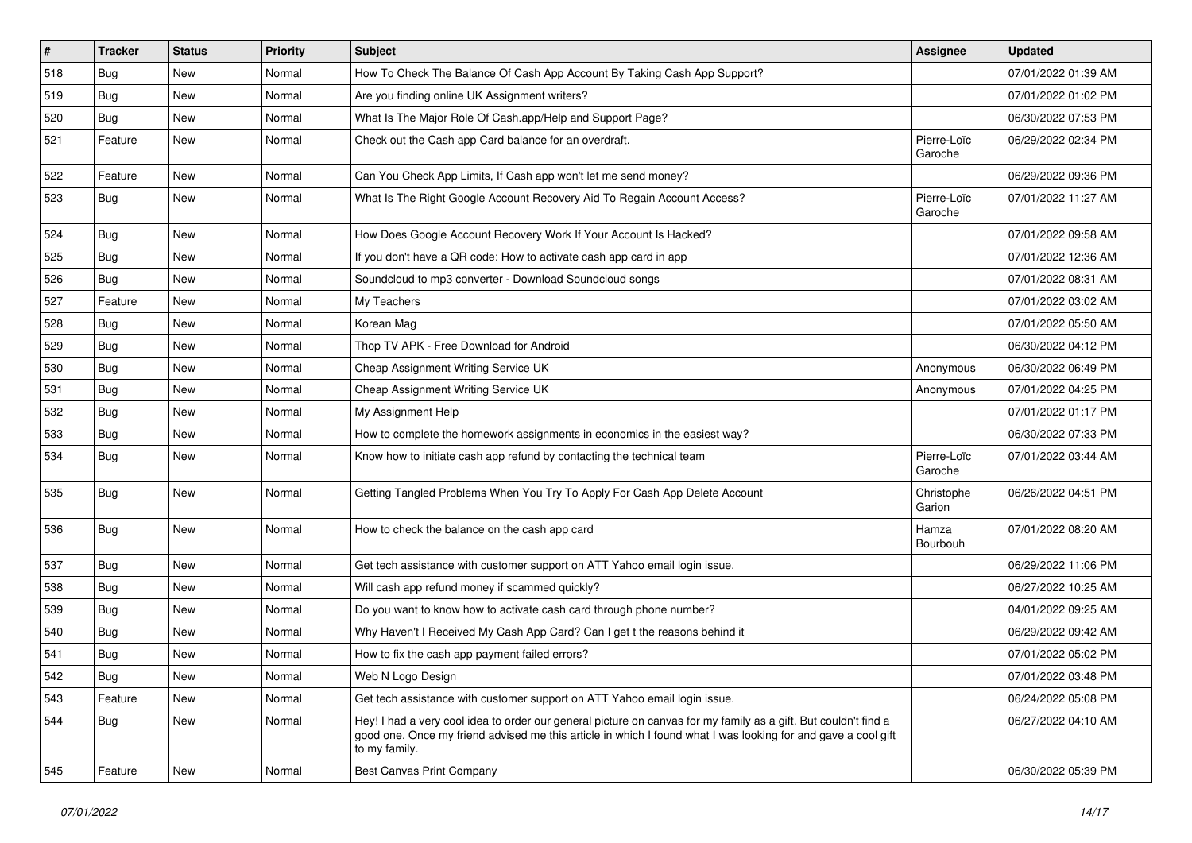| # | Tracker | Status | Priority | Subject | Assignee | Updated |
|---|---|---|---|---|---|---|
| 518 | Bug | New | Normal | How To Check The Balance Of Cash App Account By Taking Cash App Support? | | 07/01/2022 01:39 AM |
| 519 | Bug | New | Normal | Are you finding online UK Assignment writers? | | 07/01/2022 01:02 PM |
| 520 | Bug | New | Normal | What Is The Major Role Of Cash.app/Help and Support Page? | | 06/30/2022 07:53 PM |
| 521 | Feature | New | Normal | Check out the Cash app Card balance for an overdraft. | Pierre-Loïc Garoche | 06/29/2022 02:34 PM |
| 522 | Feature | New | Normal | Can You Check App Limits, If Cash app won't let me send money? | | 06/29/2022 09:36 PM |
| 523 | Bug | New | Normal | What Is The Right Google Account Recovery Aid To Regain Account Access? | Pierre-Loïc Garoche | 07/01/2022 11:27 AM |
| 524 | Bug | New | Normal | How Does Google Account Recovery Work If Your Account Is Hacked? | | 07/01/2022 09:58 AM |
| 525 | Bug | New | Normal | If you don't have a QR code: How to activate cash app card in app | | 07/01/2022 12:36 AM |
| 526 | Bug | New | Normal | Soundcloud to mp3 converter - Download Soundcloud songs | | 07/01/2022 08:31 AM |
| 527 | Feature | New | Normal | My Teachers | | 07/01/2022 03:02 AM |
| 528 | Bug | New | Normal | Korean Mag | | 07/01/2022 05:50 AM |
| 529 | Bug | New | Normal | Thop TV APK - Free Download for Android | | 06/30/2022 04:12 PM |
| 530 | Bug | New | Normal | Cheap Assignment Writing Service UK | Anonymous | 06/30/2022 06:49 PM |
| 531 | Bug | New | Normal | Cheap Assignment Writing Service UK | Anonymous | 07/01/2022 04:25 PM |
| 532 | Bug | New | Normal | My Assignment Help | | 07/01/2022 01:17 PM |
| 533 | Bug | New | Normal | How to complete the homework assignments in economics in the easiest way? | | 06/30/2022 07:33 PM |
| 534 | Bug | New | Normal | Know how to initiate cash app refund by contacting the technical team | Pierre-Loïc Garoche | 07/01/2022 03:44 AM |
| 535 | Bug | New | Normal | Getting Tangled Problems When You Try To Apply For Cash App Delete Account | Christophe Garion | 06/26/2022 04:51 PM |
| 536 | Bug | New | Normal | How to check the balance on the cash app card | Hamza Bourbouh | 07/01/2022 08:20 AM |
| 537 | Bug | New | Normal | Get tech assistance with customer support on ATT Yahoo email login issue. | | 06/29/2022 11:06 PM |
| 538 | Bug | New | Normal | Will cash app refund money if scammed quickly? | | 06/27/2022 10:25 AM |
| 539 | Bug | New | Normal | Do you want to know how to activate cash card through phone number? | | 04/01/2022 09:25 AM |
| 540 | Bug | New | Normal | Why Haven't I Received My Cash App Card? Can I get t the reasons behind it | | 06/29/2022 09:42 AM |
| 541 | Bug | New | Normal | How to fix the cash app payment failed errors? | | 07/01/2022 05:02 PM |
| 542 | Bug | New | Normal | Web N Logo Design | | 07/01/2022 03:48 PM |
| 543 | Feature | New | Normal | Get tech assistance with customer support on ATT Yahoo email login issue. | | 06/24/2022 05:08 PM |
| 544 | Bug | New | Normal | Hey! I had a very cool idea to order our general picture on canvas for my family as a gift. But couldn't find a good one. Once my friend advised me this article in which I found what I was looking for and gave a cool gift to my family. | | 06/27/2022 04:10 AM |
| 545 | Feature | New | Normal | Best Canvas Print Company | | 06/30/2022 05:39 PM |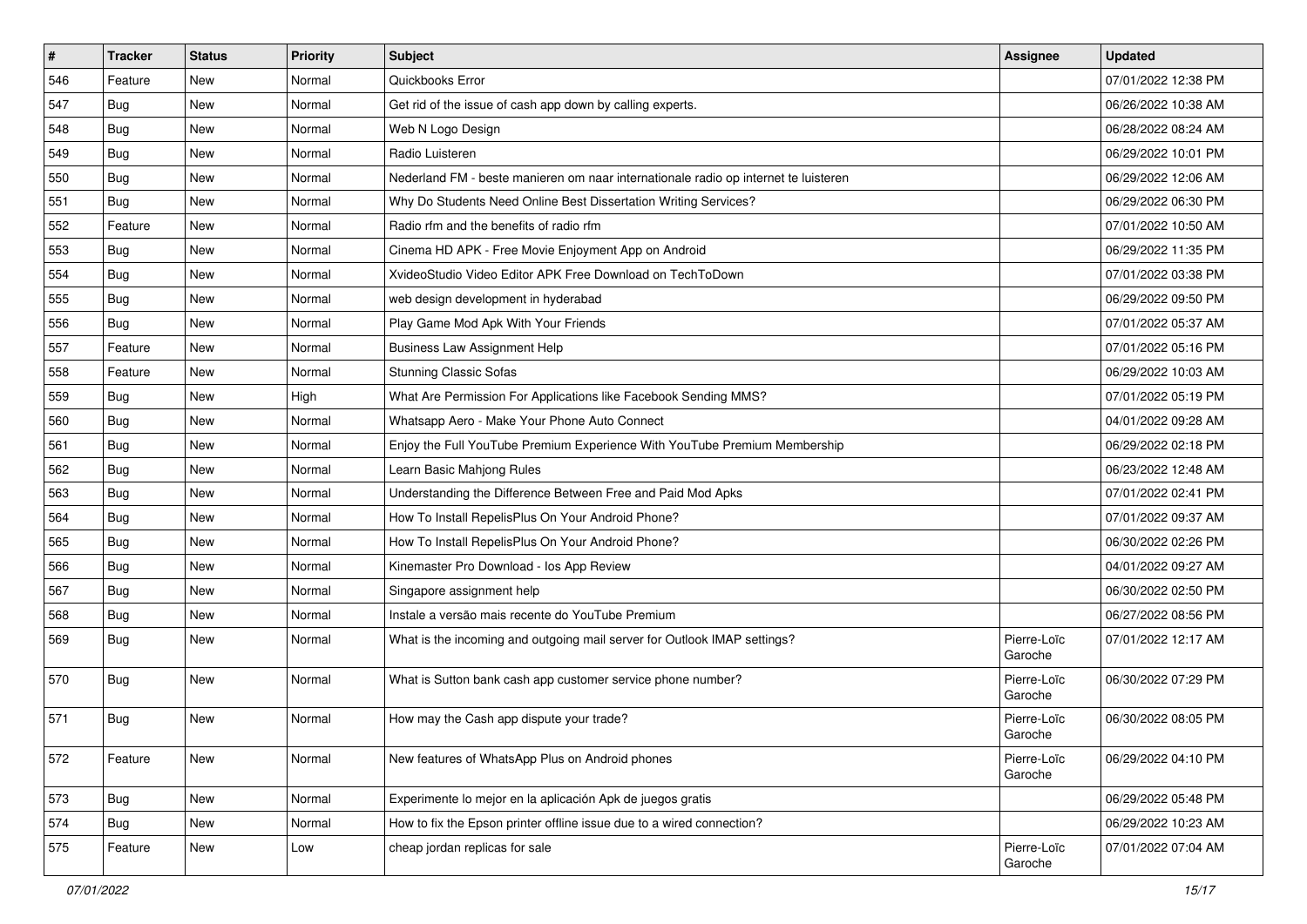| # | Tracker | Status | Priority | Subject | Assignee | Updated |
|---|---|---|---|---|---|---|
| 546 | Feature | New | Normal | Quickbooks Error | | 07/01/2022 12:38 PM |
| 547 | Bug | New | Normal | Get rid of the issue of cash app down by calling experts. | | 06/26/2022 10:38 AM |
| 548 | Bug | New | Normal | Web N Logo Design | | 06/28/2022 08:24 AM |
| 549 | Bug | New | Normal | Radio Luisteren | | 06/29/2022 10:01 PM |
| 550 | Bug | New | Normal | Nederland FM - beste manieren om naar internationale radio op internet te luisteren | | 06/29/2022 12:06 AM |
| 551 | Bug | New | Normal | Why Do Students Need Online Best Dissertation Writing Services? | | 06/29/2022 06:30 PM |
| 552 | Feature | New | Normal | Radio rfm and the benefits of radio rfm | | 07/01/2022 10:50 AM |
| 553 | Bug | New | Normal | Cinema HD APK - Free Movie Enjoyment App on Android | | 06/29/2022 11:35 PM |
| 554 | Bug | New | Normal | XvideoStudio Video Editor APK Free Download on TechToDown | | 07/01/2022 03:38 PM |
| 555 | Bug | New | Normal | web design development in hyderabad | | 06/29/2022 09:50 PM |
| 556 | Bug | New | Normal | Play Game Mod Apk With Your Friends | | 07/01/2022 05:37 AM |
| 557 | Feature | New | Normal | Business Law Assignment Help | | 07/01/2022 05:16 PM |
| 558 | Feature | New | Normal | Stunning Classic Sofas | | 06/29/2022 10:03 AM |
| 559 | Bug | New | High | What Are Permission For Applications like Facebook Sending MMS? | | 07/01/2022 05:19 PM |
| 560 | Bug | New | Normal | Whatsapp Aero - Make Your Phone Auto Connect | | 04/01/2022 09:28 AM |
| 561 | Bug | New | Normal | Enjoy the Full YouTube Premium Experience With YouTube Premium Membership | | 06/29/2022 02:18 PM |
| 562 | Bug | New | Normal | Learn Basic Mahjong Rules | | 06/23/2022 12:48 AM |
| 563 | Bug | New | Normal | Understanding the Difference Between Free and Paid Mod Apks | | 07/01/2022 02:41 PM |
| 564 | Bug | New | Normal | How To Install RepelisPlus On Your Android Phone? | | 07/01/2022 09:37 AM |
| 565 | Bug | New | Normal | How To Install RepelisPlus On Your Android Phone? | | 06/30/2022 02:26 PM |
| 566 | Bug | New | Normal | Kinemaster Pro Download - Ios App Review | | 04/01/2022 09:27 AM |
| 567 | Bug | New | Normal | Singapore assignment help | | 06/30/2022 02:50 PM |
| 568 | Bug | New | Normal | Instale a versão mais recente do YouTube Premium | | 06/27/2022 08:56 PM |
| 569 | Bug | New | Normal | What is the incoming and outgoing mail server for Outlook IMAP settings? | Pierre-Loïc Garoche | 07/01/2022 12:17 AM |
| 570 | Bug | New | Normal | What is Sutton bank cash app customer service phone number? | Pierre-Loïc Garoche | 06/30/2022 07:29 PM |
| 571 | Bug | New | Normal | How may the Cash app dispute your trade? | Pierre-Loïc Garoche | 06/30/2022 08:05 PM |
| 572 | Feature | New | Normal | New features of WhatsApp Plus on Android phones | Pierre-Loïc Garoche | 06/29/2022 04:10 PM |
| 573 | Bug | New | Normal | Experimente lo mejor en la aplicación Apk de juegos gratis | | 06/29/2022 05:48 PM |
| 574 | Bug | New | Normal | How to fix the Epson printer offline issue due to a wired connection? | | 06/29/2022 10:23 AM |
| 575 | Feature | New | Low | cheap jordan replicas for sale | Pierre-Loïc Garoche | 07/01/2022 07:04 AM |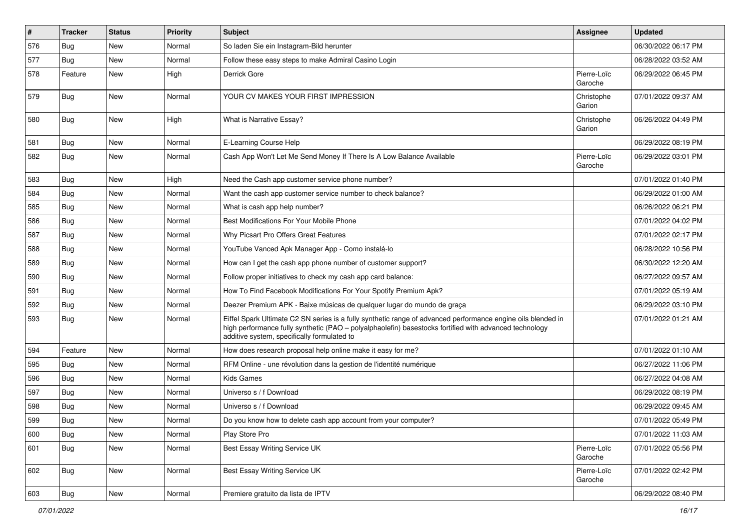| # | Tracker | Status | Priority | Subject | Assignee | Updated |
| --- | --- | --- | --- | --- | --- | --- |
| 576 | Bug | New | Normal | So laden Sie ein Instagram-Bild herunter | | 06/30/2022 06:17 PM |
| 577 | Bug | New | Normal | Follow these easy steps to make Admiral Casino Login | | 06/28/2022 03:52 AM |
| 578 | Feature | New | High | Derrick Gore | Pierre-Loïc Garoche | 06/29/2022 06:45 PM |
| 579 | Bug | New | Normal | YOUR CV MAKES YOUR FIRST IMPRESSION | Christophe Garion | 07/01/2022 09:37 AM |
| 580 | Bug | New | High | What is Narrative Essay? | Christophe Garion | 06/26/2022 04:49 PM |
| 581 | Bug | New | Normal | E-Learning Course Help | | 06/29/2022 08:19 PM |
| 582 | Bug | New | Normal | Cash App Won't Let Me Send Money If There Is A Low Balance Available | Pierre-Loïc Garoche | 06/29/2022 03:01 PM |
| 583 | Bug | New | High | Need the Cash app customer service phone number? | | 07/01/2022 01:40 PM |
| 584 | Bug | New | Normal | Want the cash app customer service number to check balance? | | 06/29/2022 01:00 AM |
| 585 | Bug | New | Normal | What is cash app help number? | | 06/26/2022 06:21 PM |
| 586 | Bug | New | Normal | Best Modifications For Your Mobile Phone | | 07/01/2022 04:02 PM |
| 587 | Bug | New | Normal | Why Picsart Pro Offers Great Features | | 07/01/2022 02:17 PM |
| 588 | Bug | New | Normal | YouTube Vanced Apk Manager App - Como instalá-lo | | 06/28/2022 10:56 PM |
| 589 | Bug | New | Normal | How can I get the cash app phone number of customer support? | | 06/30/2022 12:20 AM |
| 590 | Bug | New | Normal | Follow proper initiatives to check my cash app card balance: | | 06/27/2022 09:57 AM |
| 591 | Bug | New | Normal | How To Find Facebook Modifications For Your Spotify Premium Apk? | | 07/01/2022 05:19 AM |
| 592 | Bug | New | Normal | Deezer Premium APK - Baixe músicas de qualquer lugar do mundo de graça | | 06/29/2022 03:10 PM |
| 593 | Bug | New | Normal | Eiffel Spark Ultimate C2 SN series is a fully synthetic range of advanced performance engine oils blended in high performance fully synthetic (PAO – polyalphaolefin) basestocks fortified with advanced technology additive system, specifically formulated to | | 07/01/2022 01:21 AM |
| 594 | Feature | New | Normal | How does research proposal help online make it easy for me? | | 07/01/2022 01:10 AM |
| 595 | Bug | New | Normal | RFM Online - une révolution dans la gestion de l'identité numérique | | 06/27/2022 11:06 PM |
| 596 | Bug | New | Normal | Kids Games | | 06/27/2022 04:08 AM |
| 597 | Bug | New | Normal | Universo s / f Download | | 06/29/2022 08:19 PM |
| 598 | Bug | New | Normal | Universo s / f Download | | 06/29/2022 09:45 AM |
| 599 | Bug | New | Normal | Do you know how to delete cash app account from your computer? | | 07/01/2022 05:49 PM |
| 600 | Bug | New | Normal | Play Store Pro | | 07/01/2022 11:03 AM |
| 601 | Bug | New | Normal | Best Essay Writing Service UK | Pierre-Loïc Garoche | 07/01/2022 05:56 PM |
| 602 | Bug | New | Normal | Best Essay Writing Service UK | Pierre-Loïc Garoche | 07/01/2022 02:42 PM |
| 603 | Bug | New | Normal | Premiere gratuito da lista de IPTV | | 06/29/2022 08:40 PM |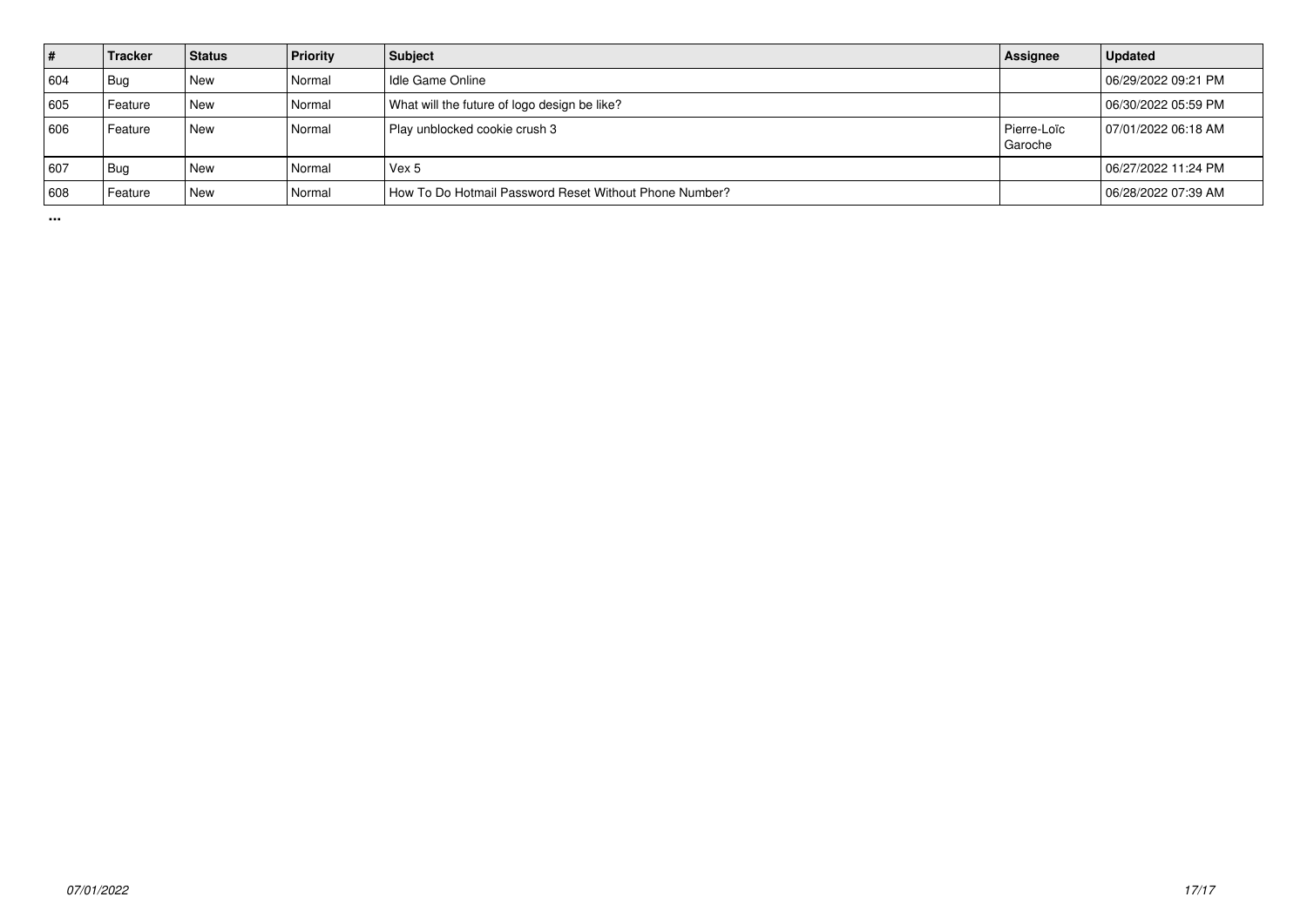| # | Tracker | Status | Priority | Subject | Assignee | Updated |
|---|---|---|---|---|---|---|
| 604 | Bug | New | Normal | Idle Game Online | | 06/29/2022 09:21 PM |
| 605 | Feature | New | Normal | What will the future of logo design be like? | | 06/30/2022 05:59 PM |
| 606 | Feature | New | Normal | Play unblocked cookie crush 3 | Pierre-Loïc Garoche | 07/01/2022 06:18 AM |
| 607 | Bug | New | Normal | Vex 5 | | 06/27/2022 11:24 PM |
| 608 | Feature | New | Normal | How To Do Hotmail Password Reset Without Phone Number? | | 06/28/2022 07:39 AM |

...